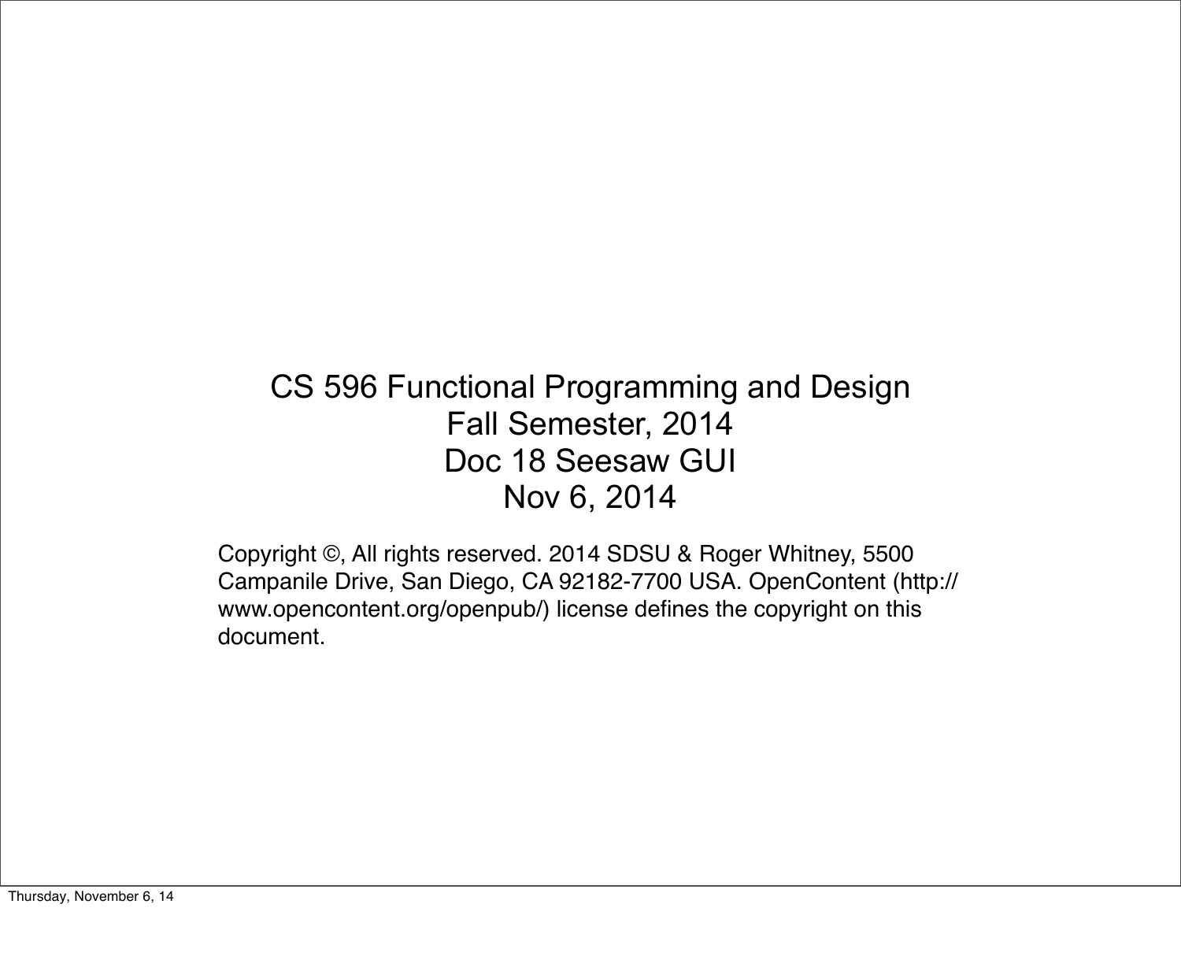# CS 596 Functional Programming and Design
## Fall Semester, 2014
## Doc 18 Seesaw GUI
## Nov 6, 2014

Copyright ©, All rights reserved. 2014 SDSU & Roger Whitney, 5500 Campanile Drive, San Diego, CA 92182-7700 USA. OpenContent (http://www.opencontent.org/openpub/) license defines the copyright on this document.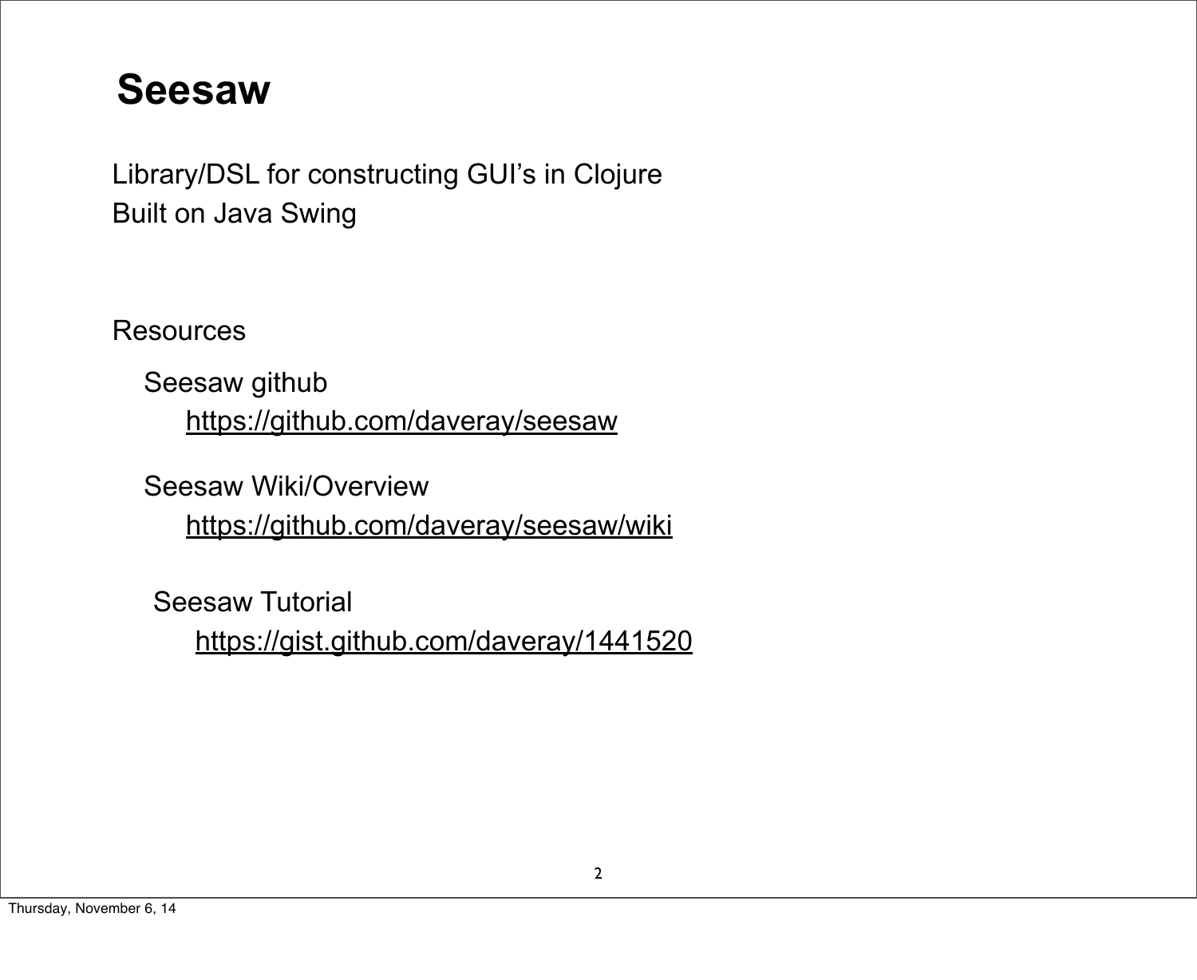# Seesaw

Library/DSL for constructing GUI's in Clojure
Built on Java Swing

Resources

- Seesaw github
  - https://github.com/daveray/seesaw
- Seesaw Wiki/Overview
  - https://github.com/daveray/seesaw/wiki
- Seesaw Tutorial
  - https://gist.github.com/daveray/1441520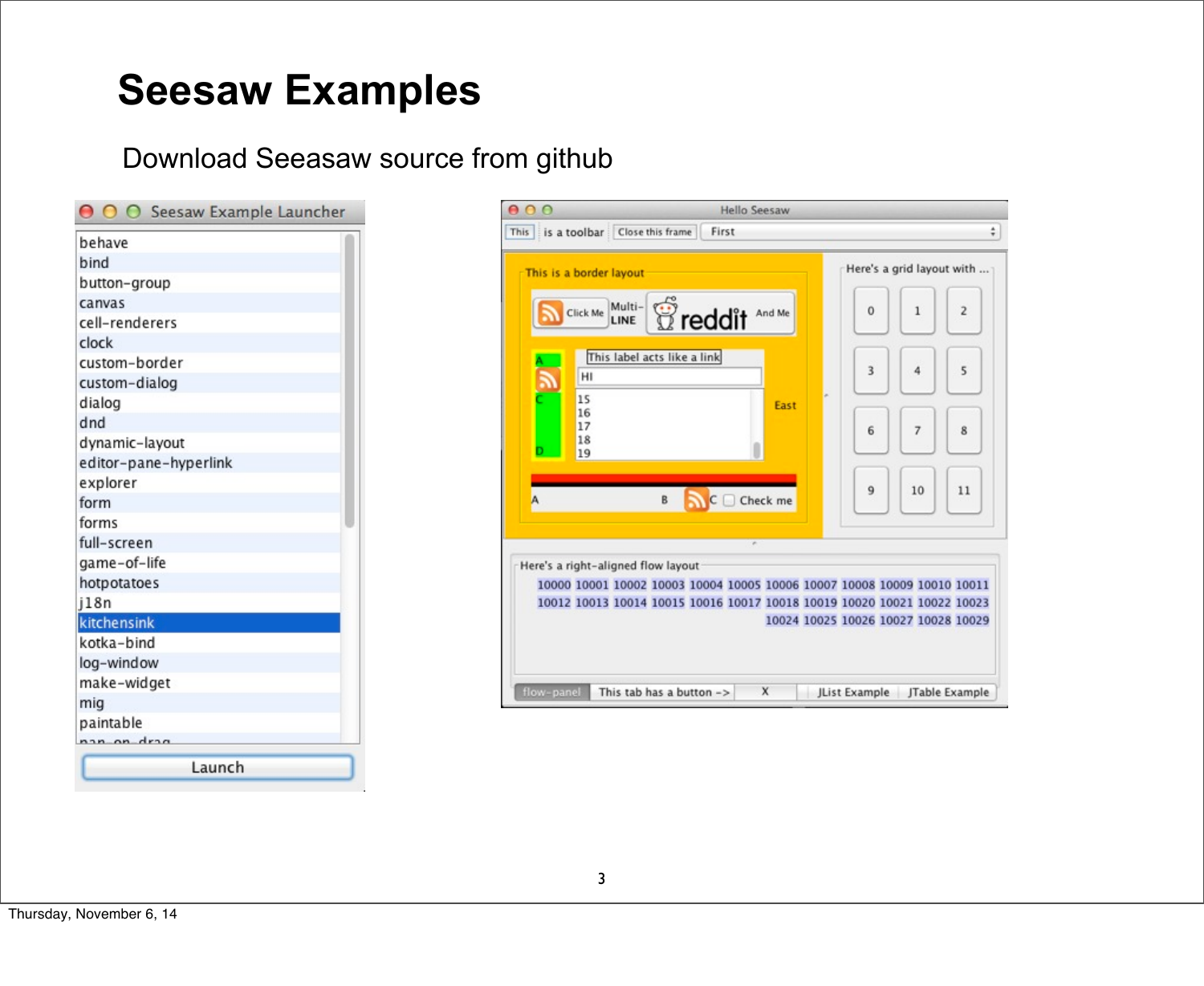# Seesaw Examples

Download Seeasaw source from github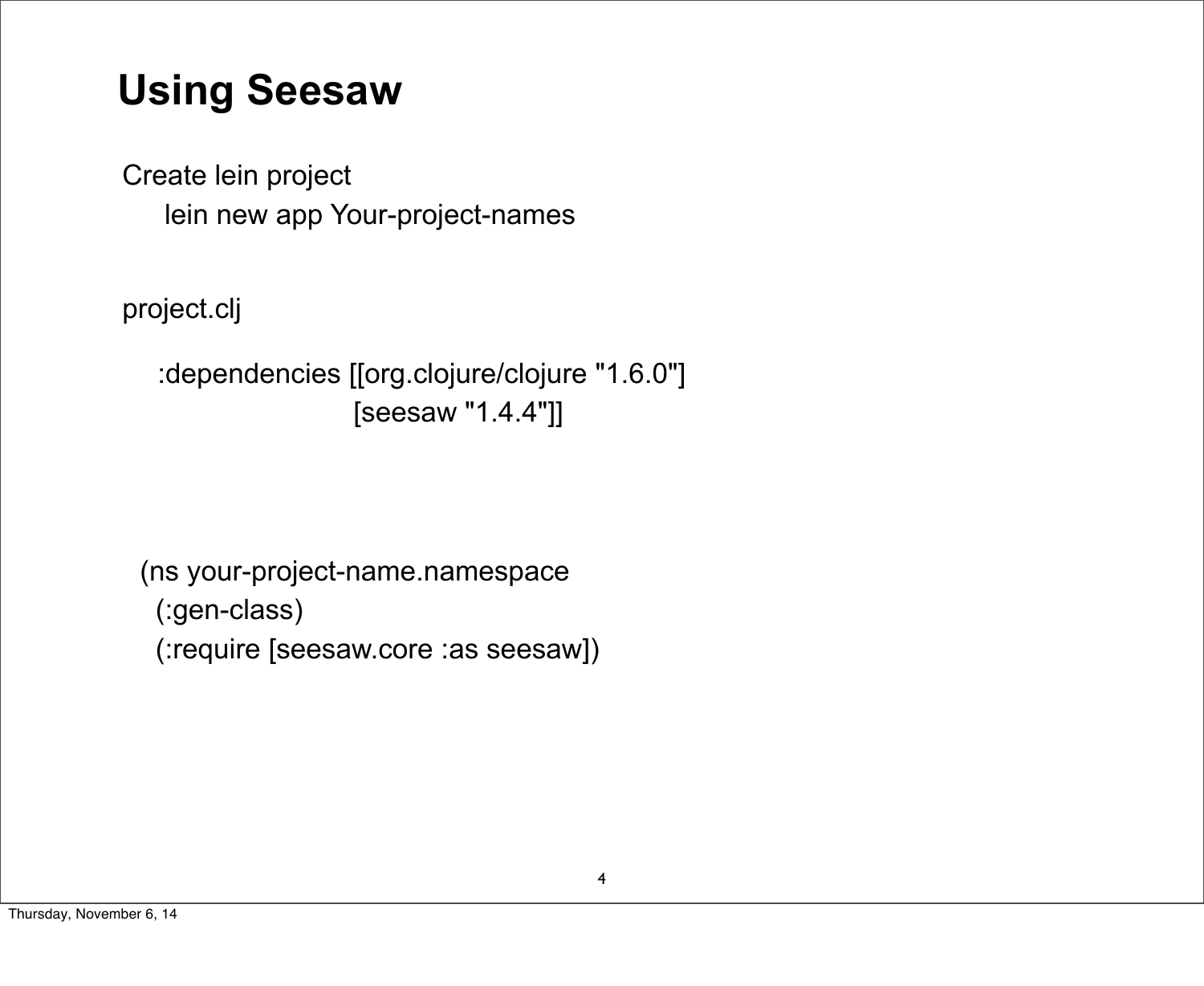# Using Seesaw

Create lein project

```
lein new app Your-project-names
```

project.clj

```
:dependencies [[org.clojure/clojure "1.6.0"]
               [seesaw "1.4.4"]]
```

```
(ns your-project-name.namespace
  (:gen-class)
  (:require [seesaw.core :as seesaw])
```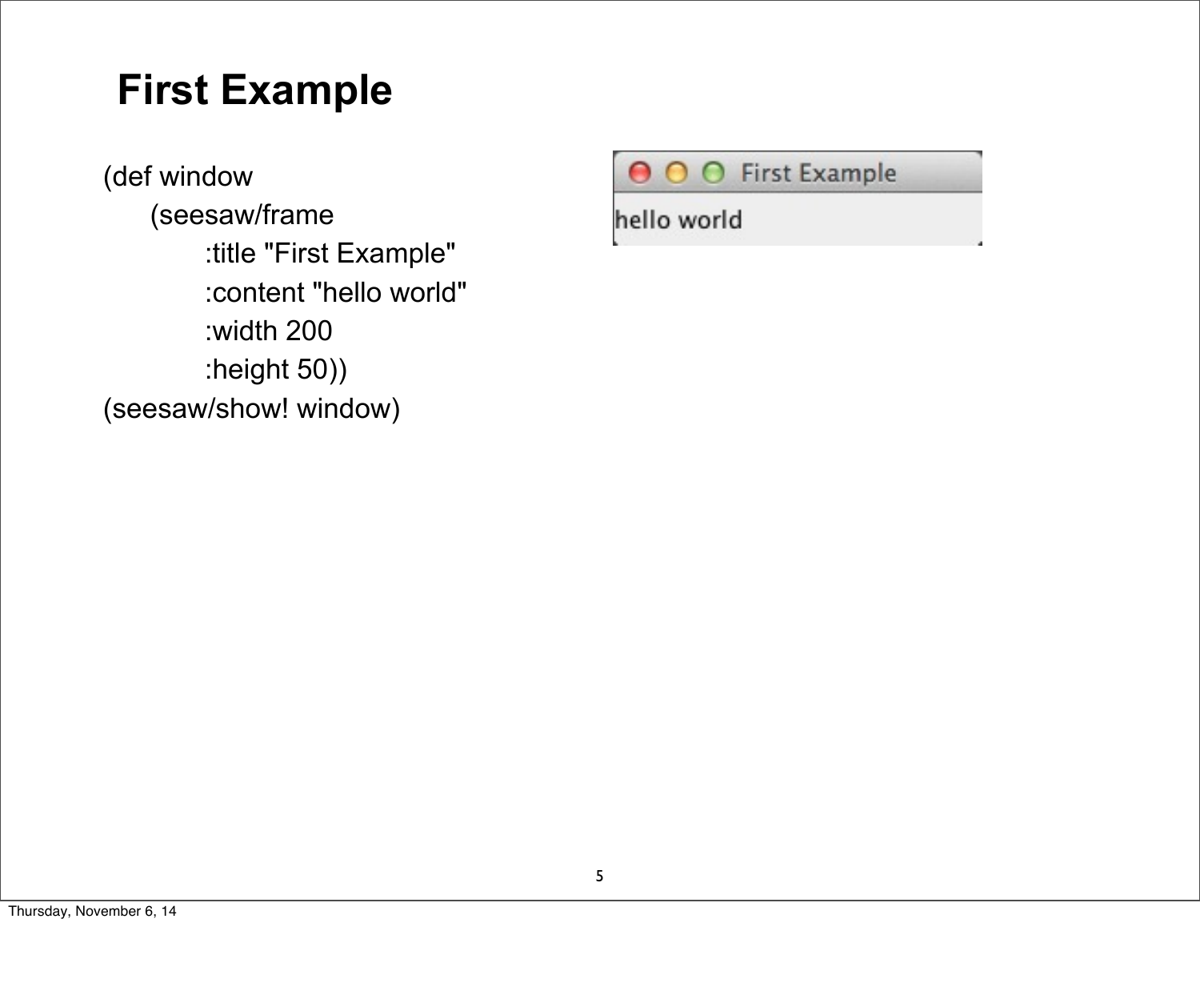# First Example

```
(def window
    (seesaw/frame
        :title "First Example"
        :content "hello world"
        :width 200
        :height 50))
(seesaw/show! window)
```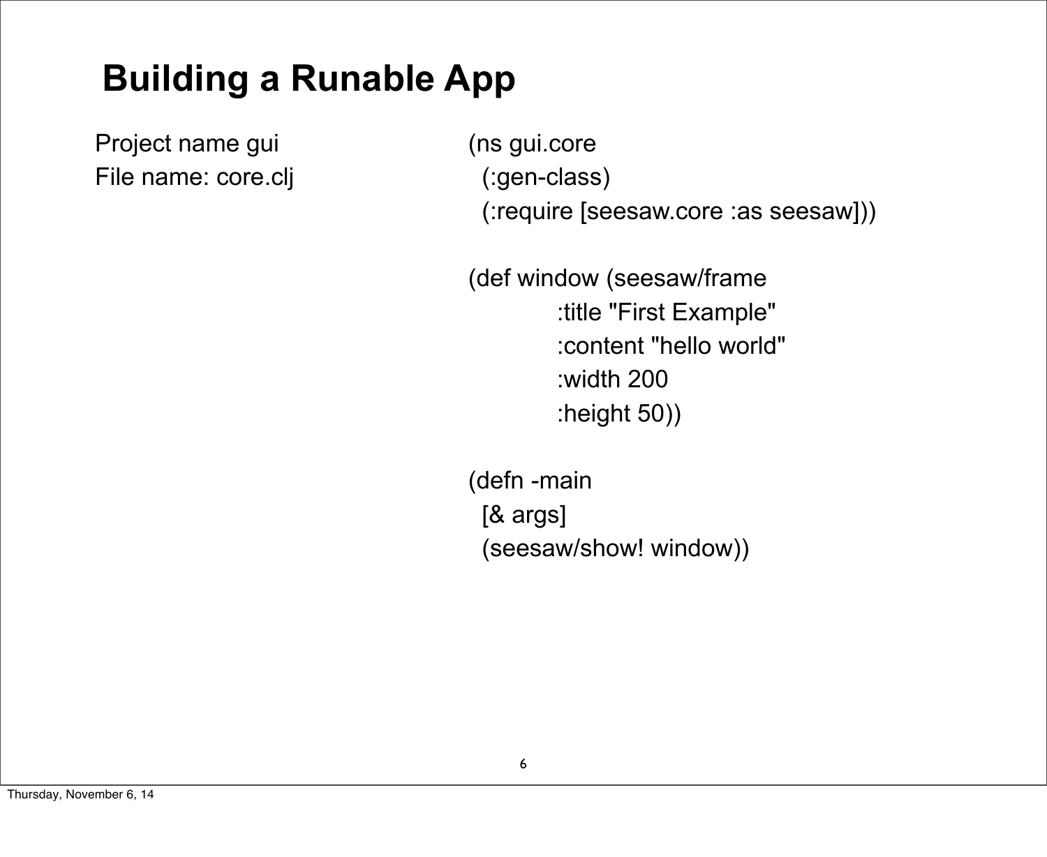# Building a Runable App

Project name gui

File name: core.clj

```clojure
(ns gui.core
  (:gen-class)
  (:require [seesaw.core :as seesaw]))

(def window (seesaw/frame
             :title "First Example"
             :content "hello world"
             :width 200
             :height 50))

(defn -main
  [& args]
  (seesaw/show! window))
```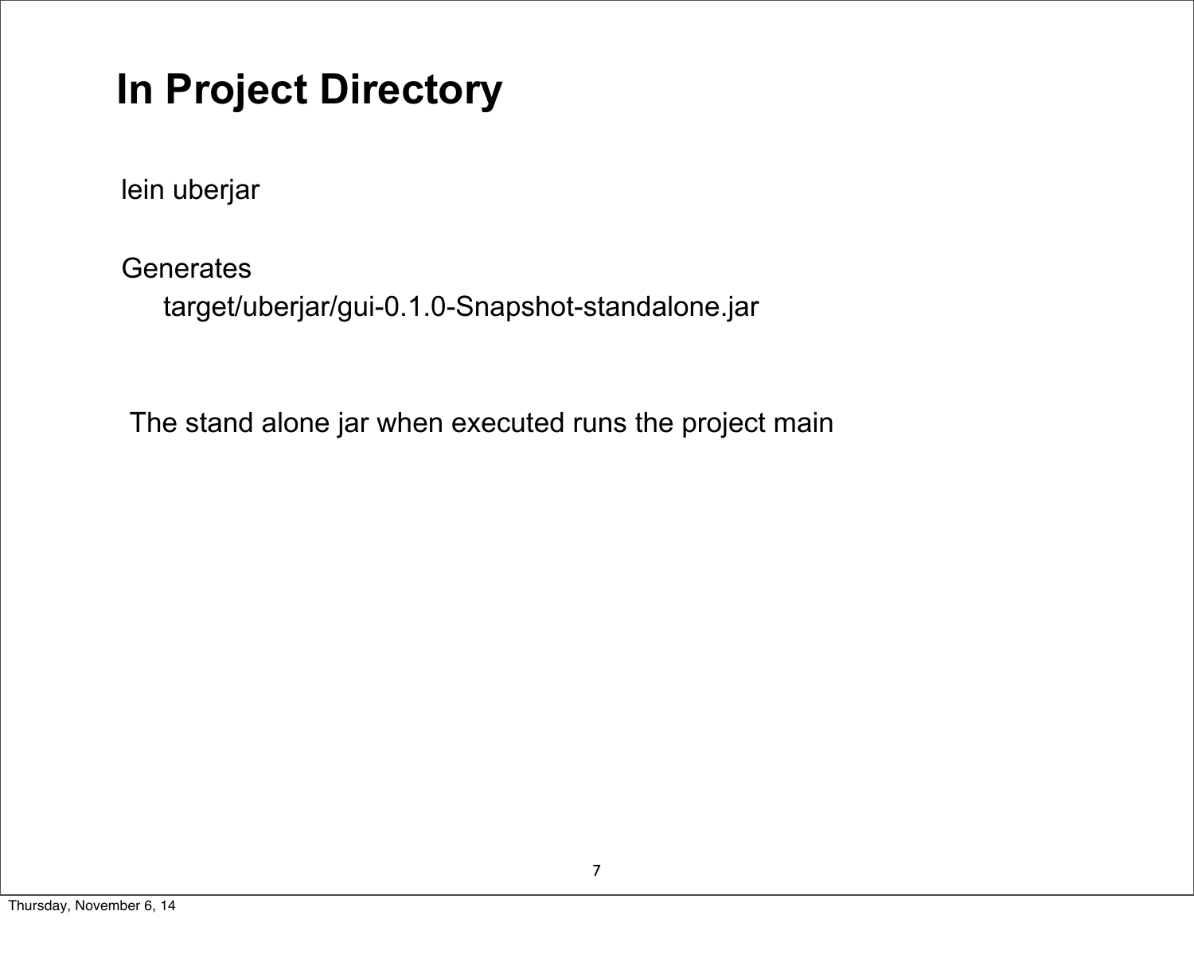# In Project Directory

lein uberjar

Generates

target/uberjar/gui-0.1.0-Snapshot-standalone.jar

The stand alone jar when executed runs the project main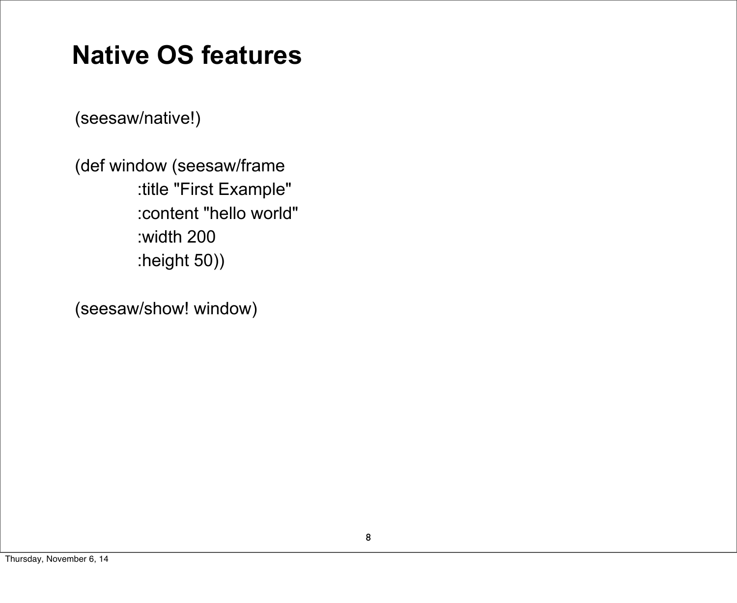# Native OS features

```
(seesaw/native!)

(def window (seesaw/frame
          :title "First Example"
          :content "hello world"
          :width 200
          :height 50))

(seesaw/show! window)
```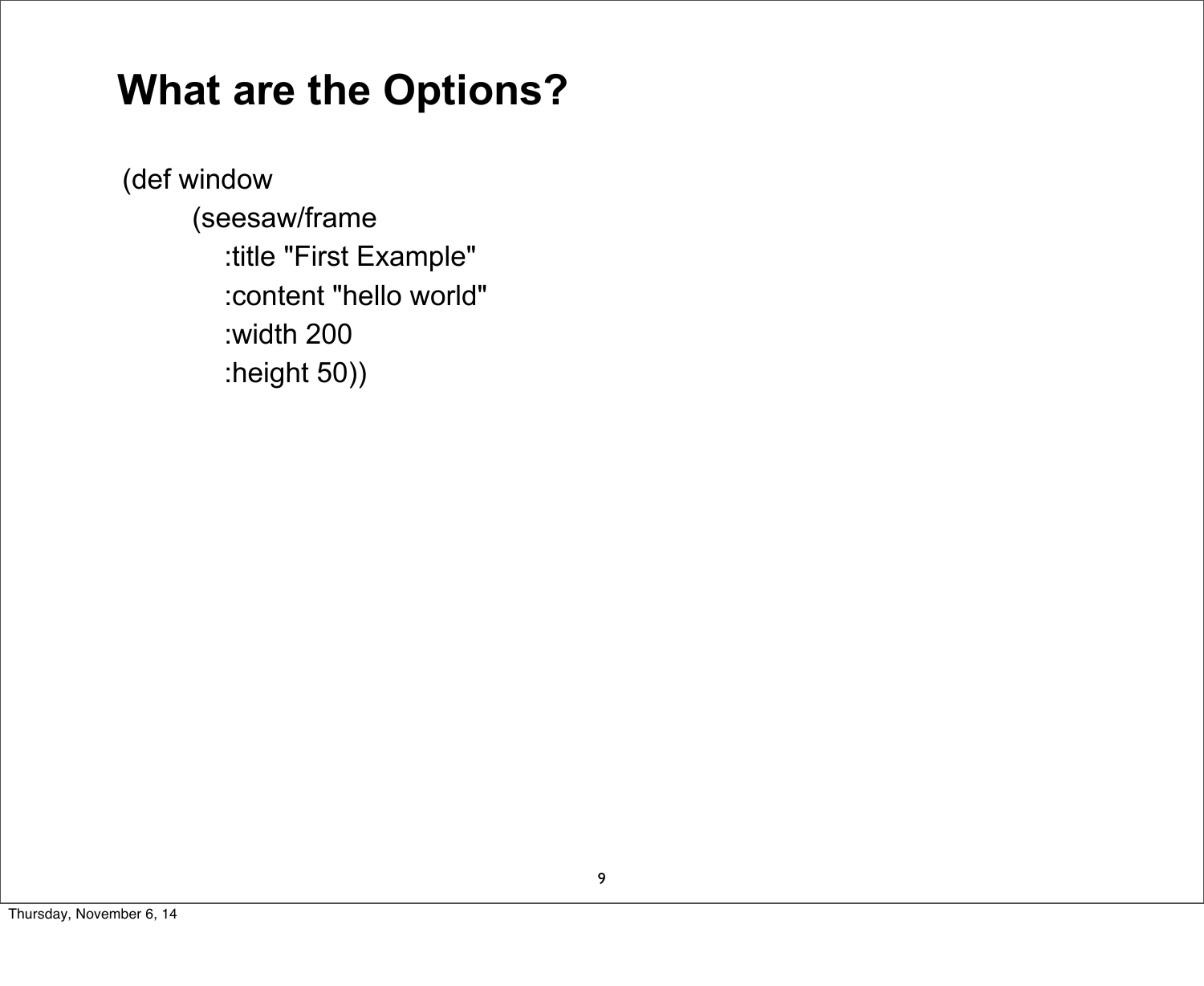# What are the Options?

```
(def window
    (seesaw/frame
        :title "First Example"
        :content "hello world"
        :width 200
        :height 50))
```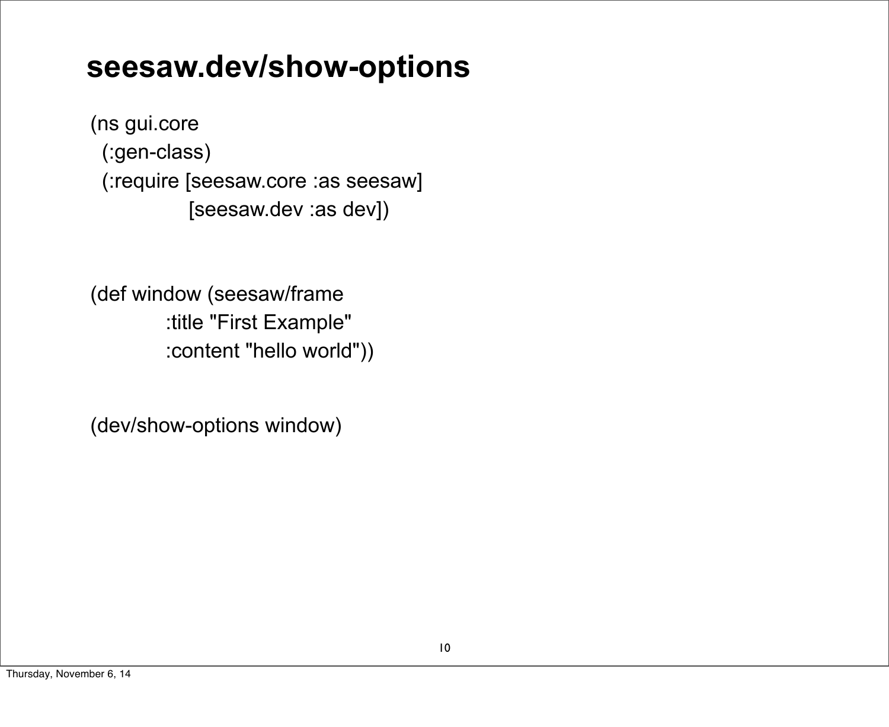# seesaw.dev/show-options

```clojure
(ns gui.core
  (:gen-class)
  (:require [seesaw.core :as seesaw]
            [seesaw.dev :as dev])


(def window (seesaw/frame
           :title "First Example"
           :content "hello world"))


(dev/show-options window)
```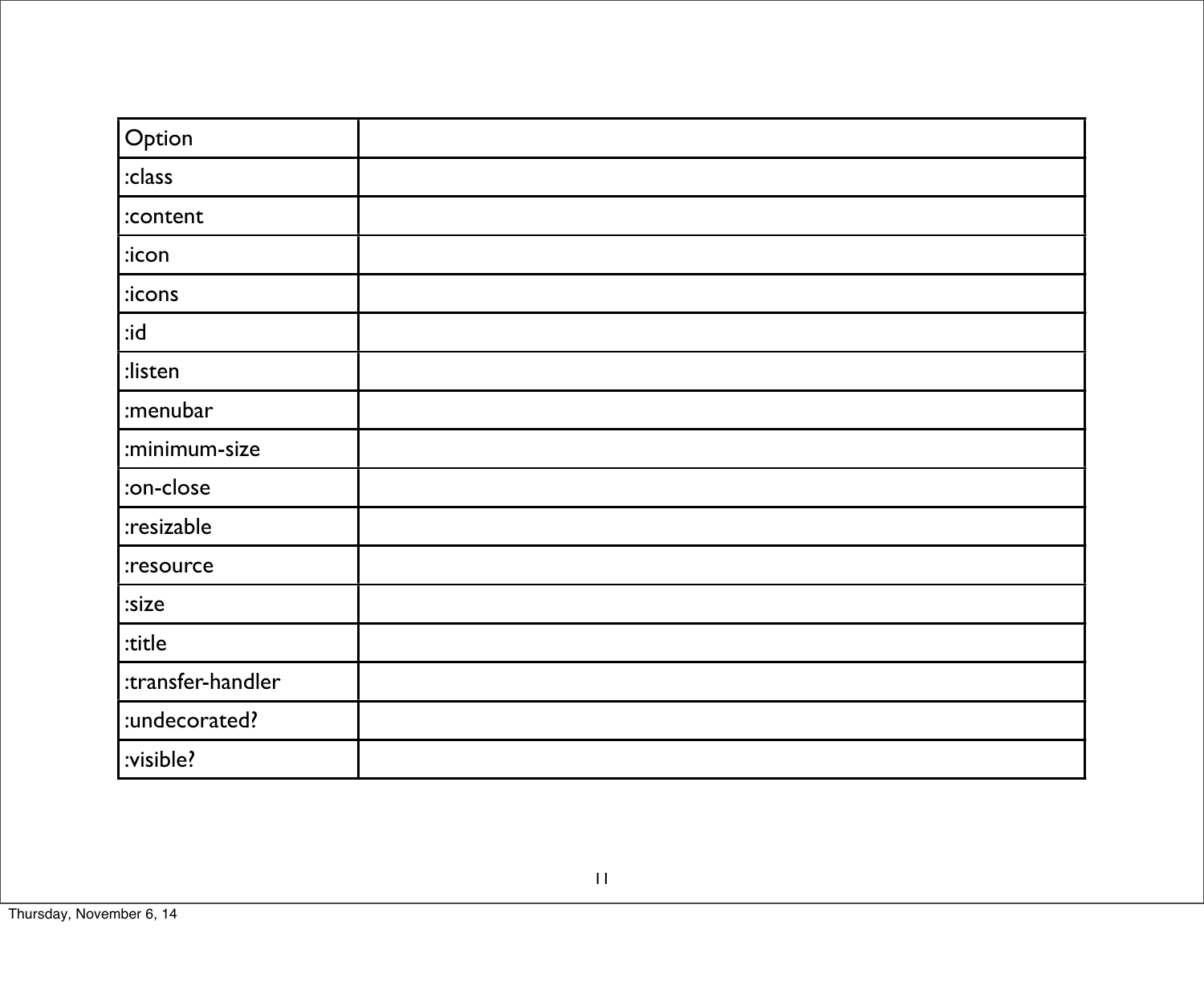| Option | |
|---|---|
| :class | |
| :content | |
| :icon | |
| :icons | |
| :id | |
| :listen | |
| :menubar | |
| :minimum-size | |
| :on-close | |
| :resizable | |
| :resource | |
| :size | |
| :title | |
| :transfer-handler | |
| :undecorated? | |
| :visible? | |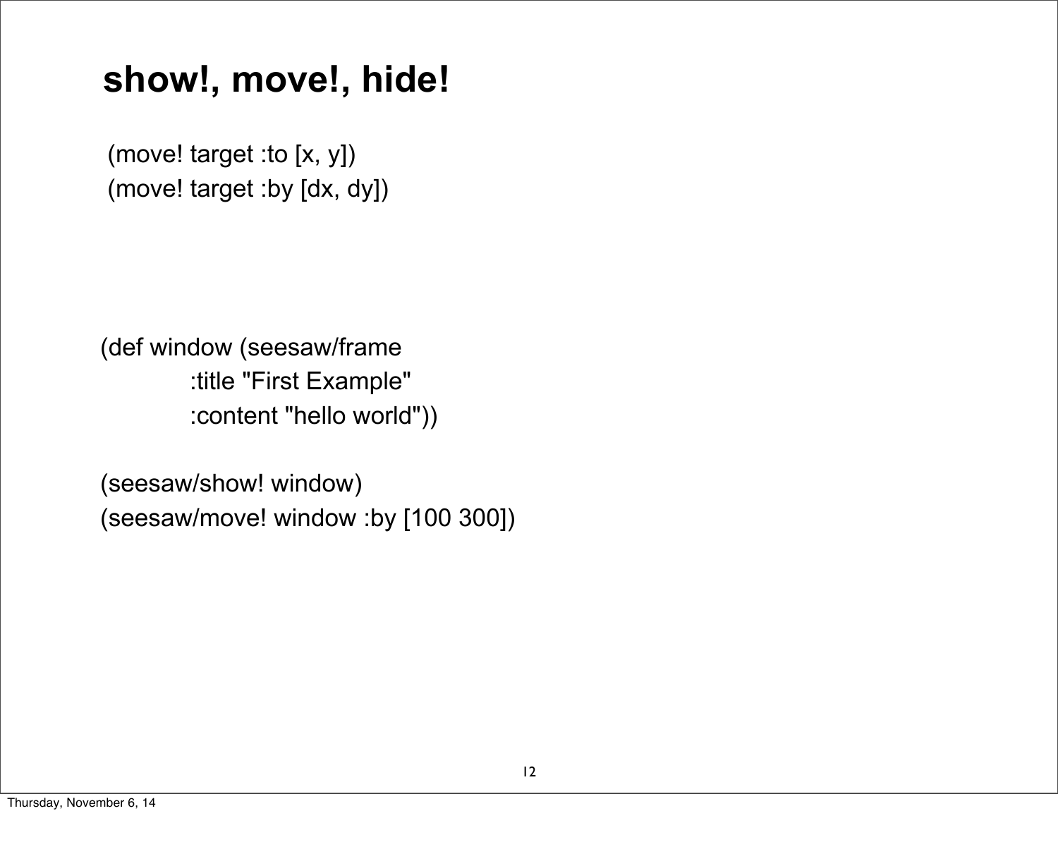# show!, move!, hide!

```
(move! target :to [x, y])
(move! target :by [dx, dy])
```

```
(def window (seesaw/frame
           :title "First Example"
           :content "hello world"))

(seesaw/show! window)
(seesaw/move! window :by [100 300])
```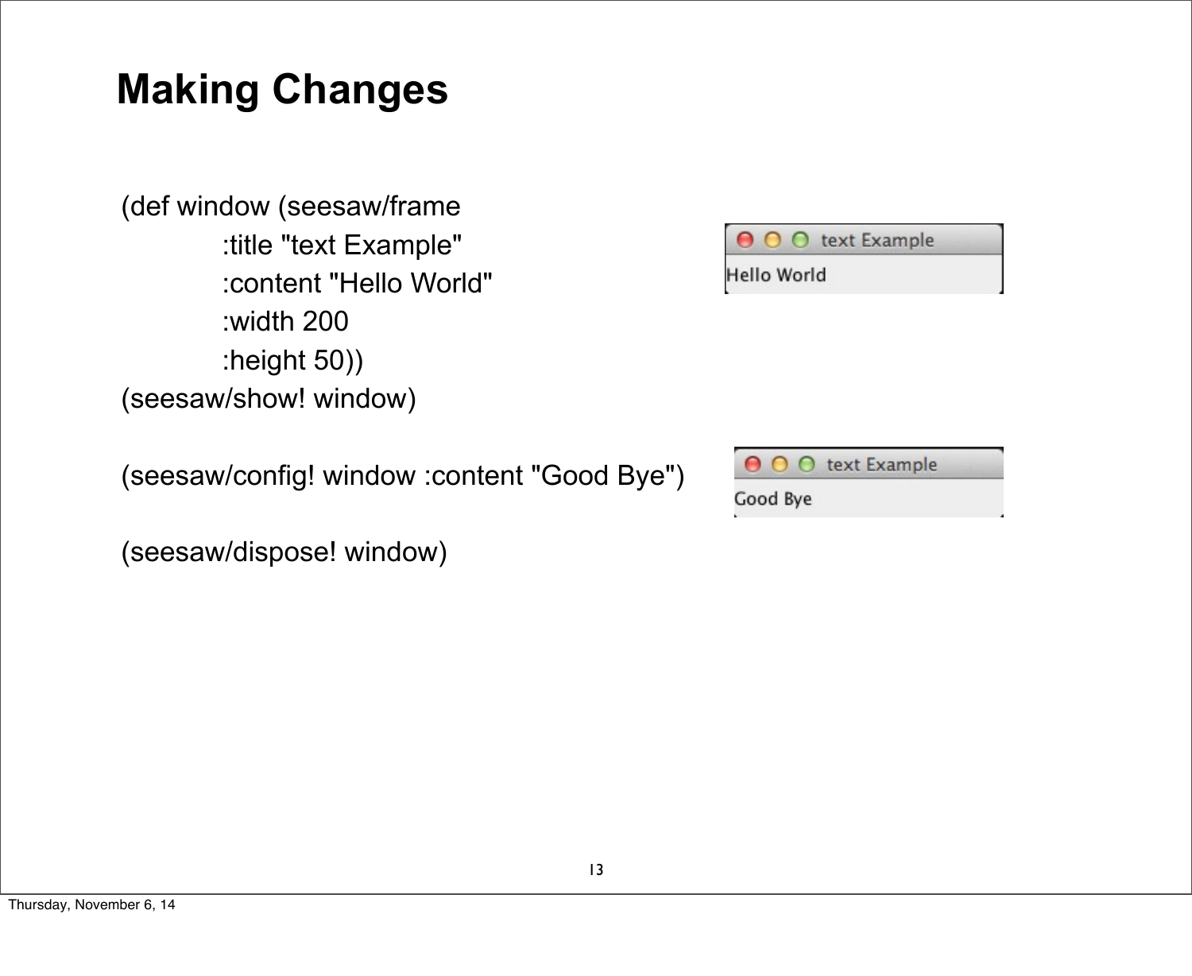# Making Changes

```
(def window (seesaw/frame
            :title "text Example"
            :content "Hello World"
            :width 200
            :height 50))
(seesaw/show! window)

(seesaw/config! window :content "Good Bye")

(seesaw/dispose! window)
```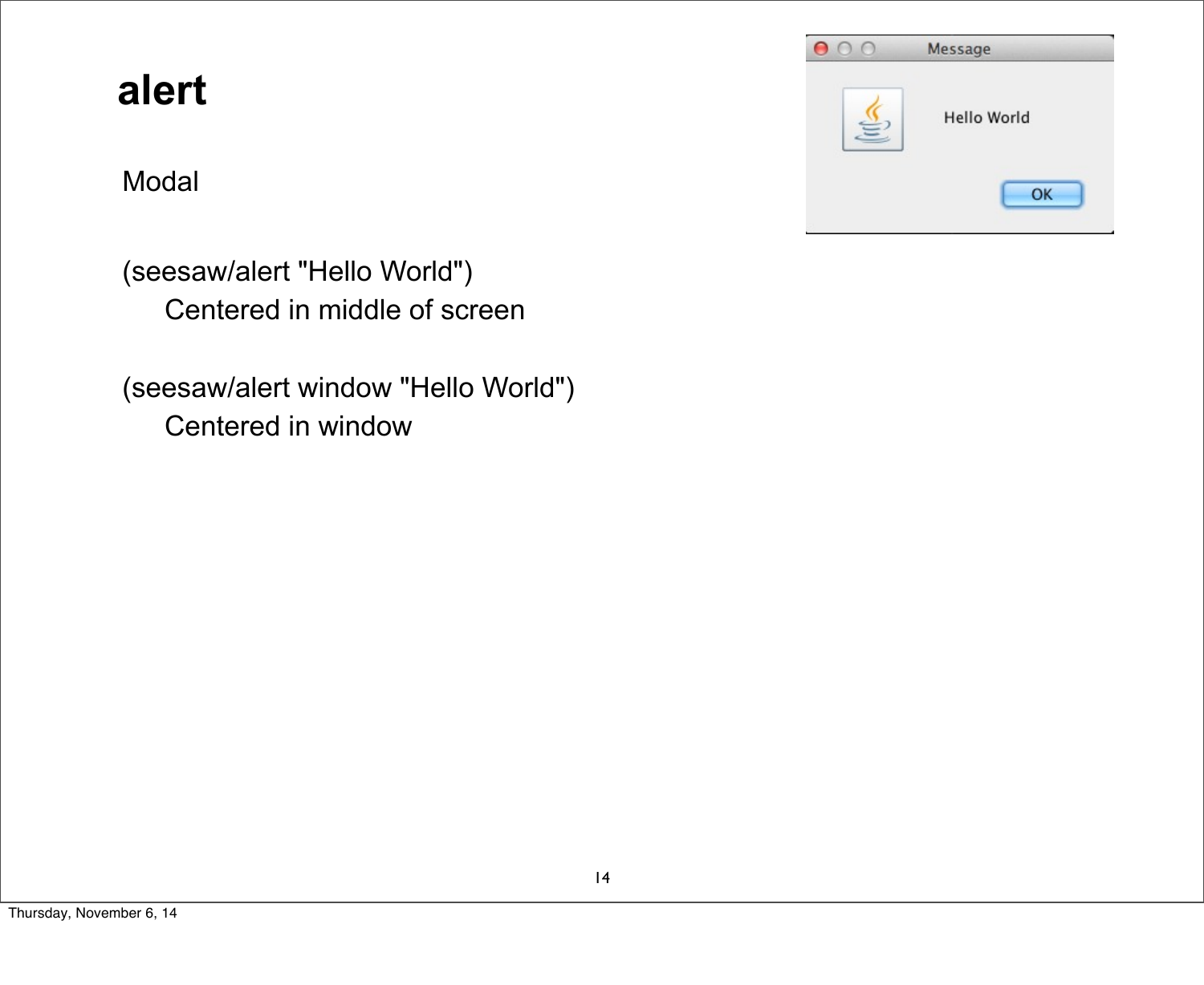# alert

Modal

(seesaw/alert "Hello World")

Centered in middle of screen

(seesaw/alert window "Hello World")

Centered in window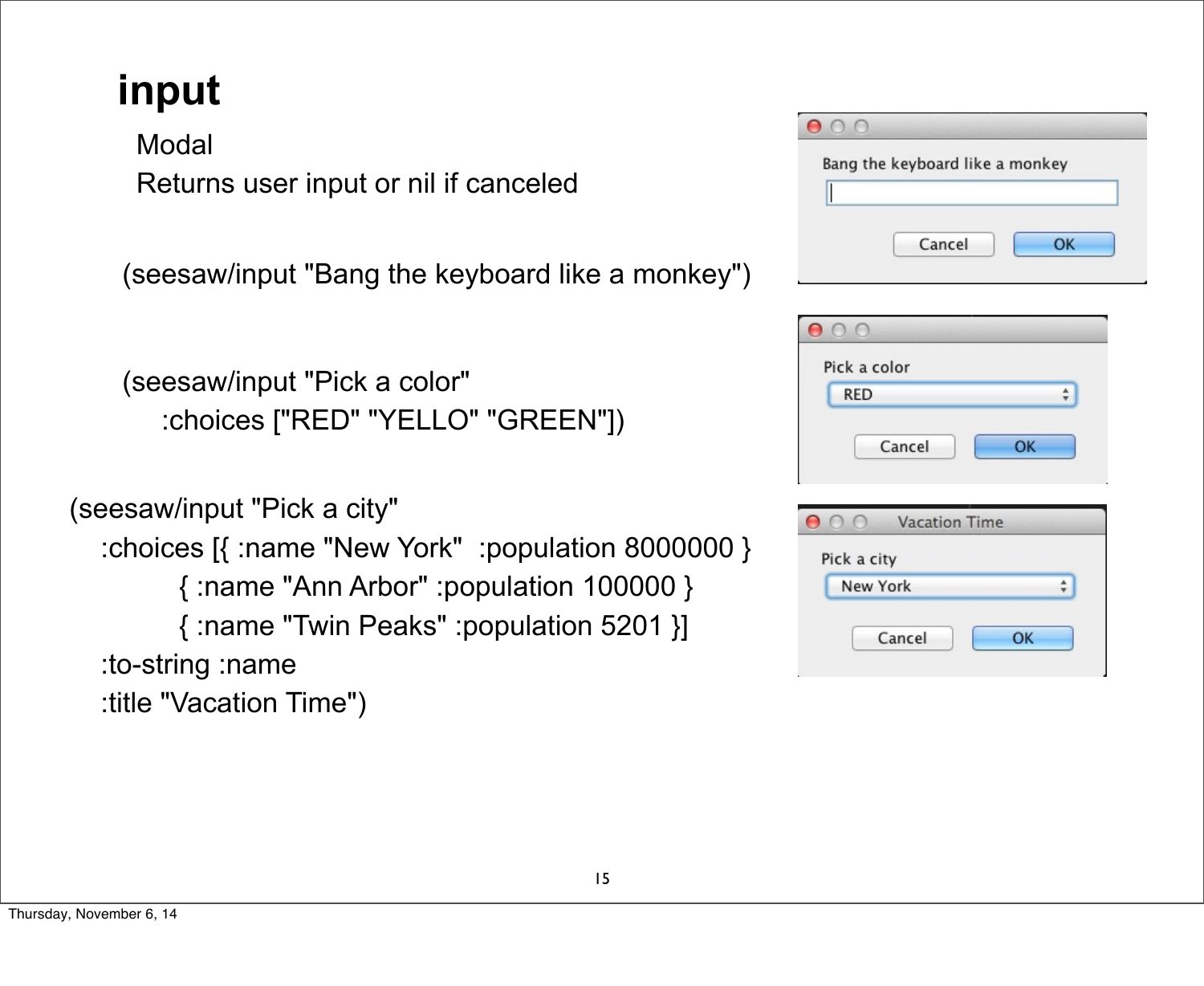# input

Modal

Returns user input or nil if canceled

```
(seesaw/input "Bang the keyboard like a monkey")
```

```
(seesaw/input "Pick a color"
    :choices ["RED" "YELLO" "GREEN"])
```

```
(seesaw/input "Pick a city"
   :choices [{ :name "New York"  :population 8000000 }
             { :name "Ann Arbor" :population 100000 }
             { :name "Twin Peaks" :population 5201 }]
   :to-string :name
   :title "Vacation Time")
```

Bang the keyboard like a monkey

Cancel OK

Pick a color

RED

Cancel OK

Vacation Time

Pick a city

New York

Cancel OK

Thursday, November 6, 14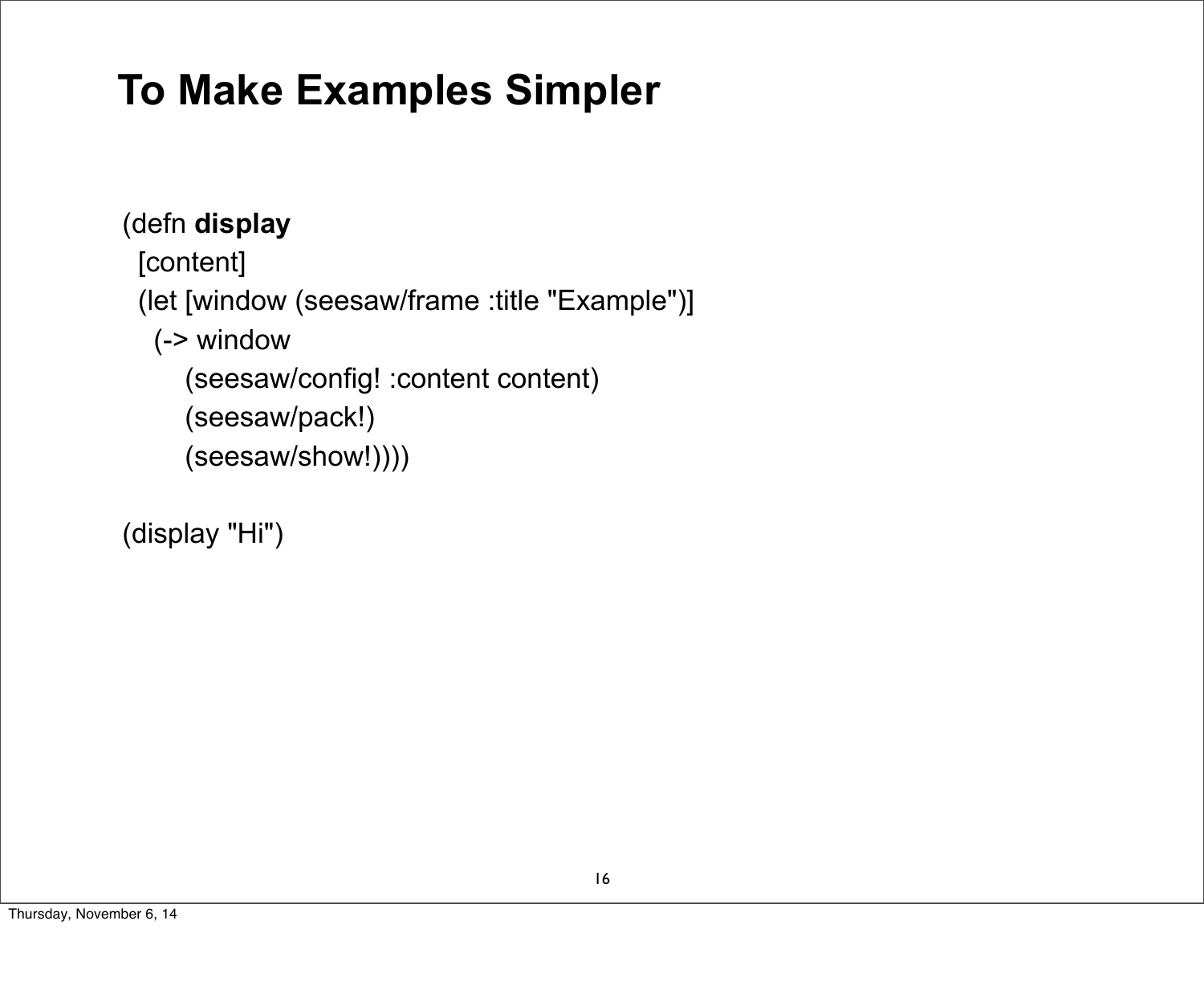# To Make Examples Simpler

```
(defn display
  [content]
  (let [window (seesaw/frame :title "Example")]
    (-> window
        (seesaw/config! :content content)
        (seesaw/pack!)
        (seesaw/show!))))

(display "Hi")
```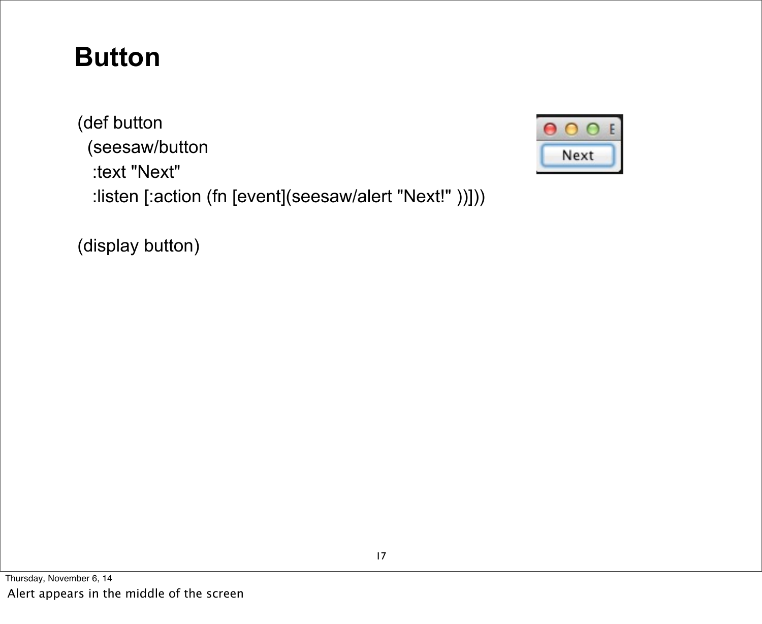# Button

```
(def button
  (seesaw/button
   :text "Next"
   :listen [:action (fn [event](seesaw/alert "Next!" ))]))

(display button)
```

Thursday, November 6, 14

Alert appears in the middle of the screen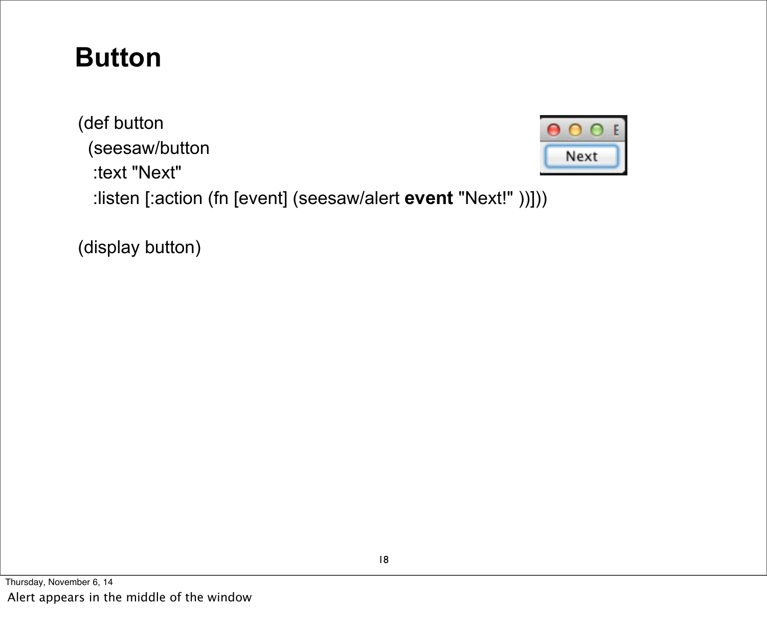# Button

```
(def button
  (seesaw/button
   :text "Next"
   :listen [:action (fn [event] (seesaw/alert event "Next!" ))]))

(display button)
```

Alert appears in the middle of the window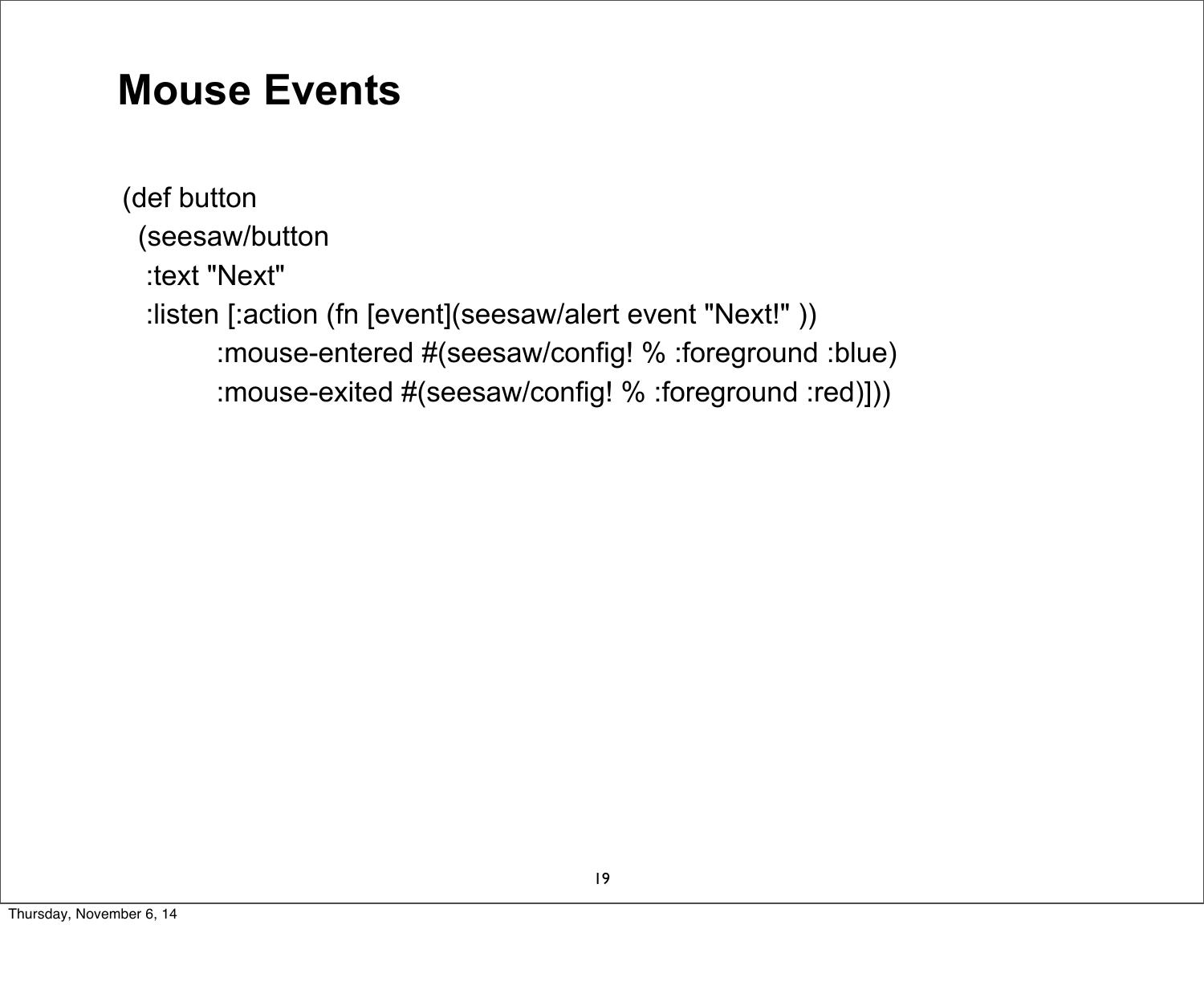# Mouse Events

```
(def button
  (seesaw/button
   :text "Next"
   :listen [:action (fn [event](seesaw/alert event "Next!" ))
           :mouse-entered #(seesaw/config! % :foreground :blue)
           :mouse-exited #(seesaw/config! % :foreground :red)]))
```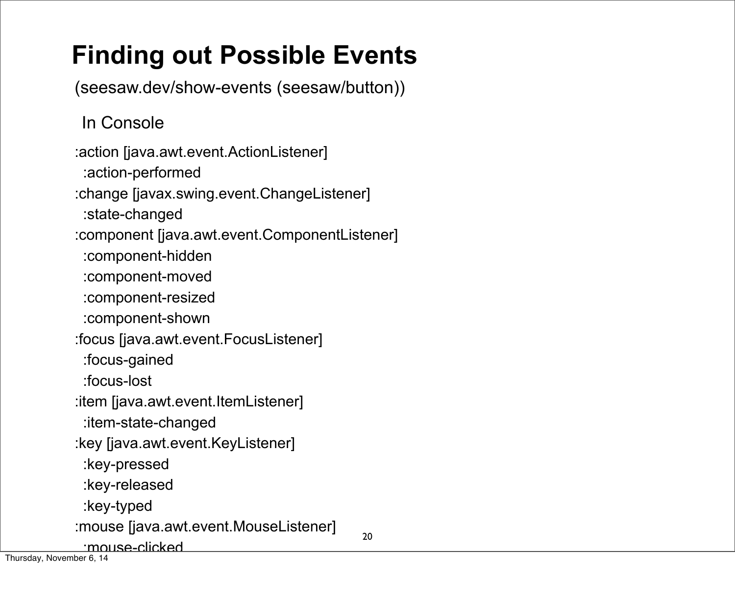# Finding out Possible Events

```
(seesaw.dev/show-events (seesaw/button))
```

In Console

```
:action [java.awt.event.ActionListener]
  :action-performed
:change [javax.swing.event.ChangeListener]
  :state-changed
:component [java.awt.event.ComponentListener]
  :component-hidden
  :component-moved
  :component-resized
  :component-shown
:focus [java.awt.event.FocusListener]
  :focus-gained
  :focus-lost
:item [java.awt.event.ItemListener]
  :item-state-changed
:key [java.awt.event.KeyListener]
  :key-pressed
  :key-released
  :key-typed
:mouse [java.awt.event.MouseListener]
  :mouse-clicked
```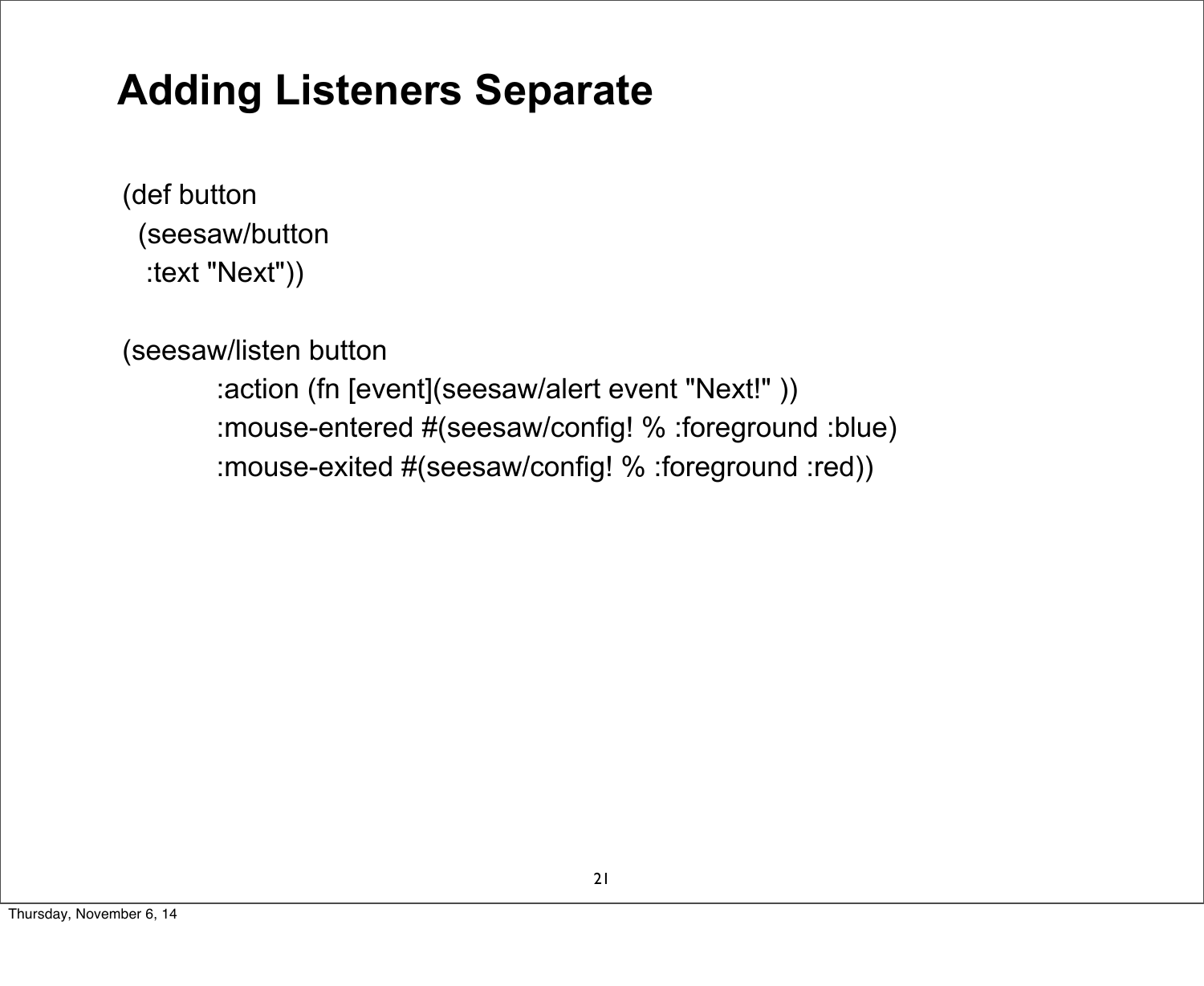# Adding Listeners Separate

```
(def button
  (seesaw/button
   :text "Next"))

(seesaw/listen button
          :action (fn [event](seesaw/alert event "Next!" ))
          :mouse-entered #(seesaw/config! % :foreground :blue)
          :mouse-exited #(seesaw/config! % :foreground :red))
```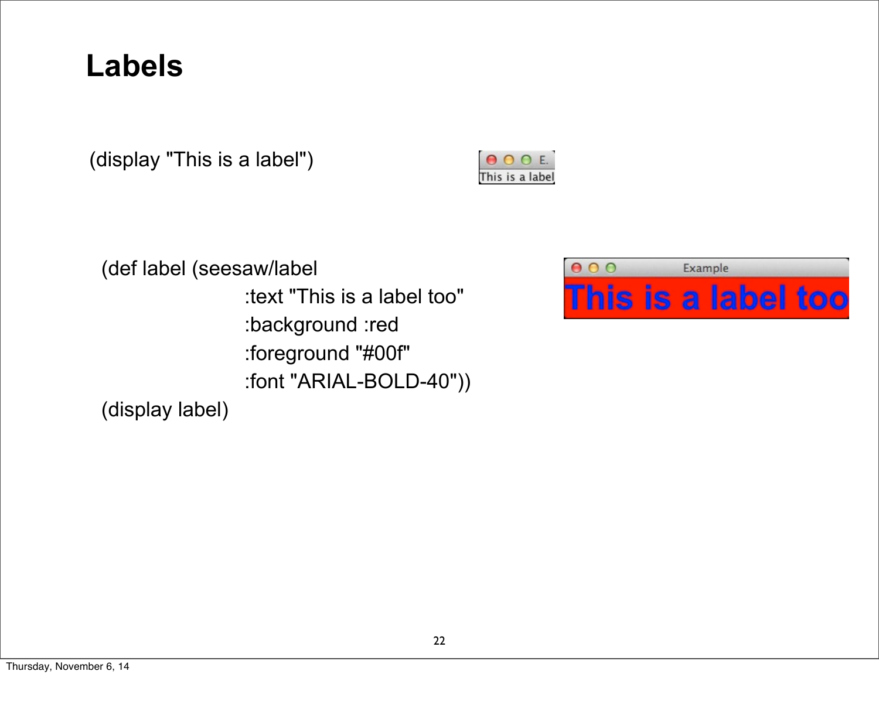# Labels

```
(display "This is a label")
```

```
(def label (seesaw/label
              :text "This is a label too"
              :background :red
              :foreground "#00f"
              :font "ARIAL-BOLD-40"))
(display label)
```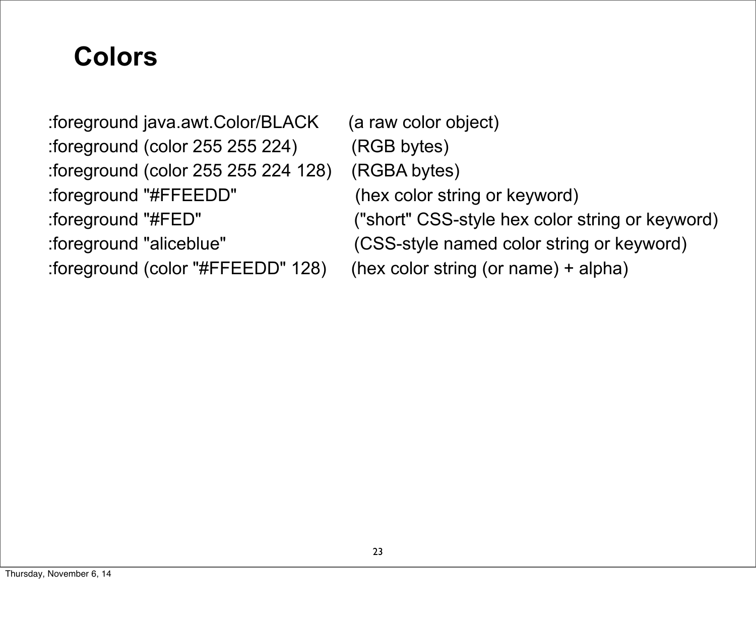# Colors

```
:foreground java.awt.Color/BLACK       (a raw color object)
:foreground (color 255 255 224)        (RGB bytes)
:foreground (color 255 255 224 128)    (RGBA bytes)
:foreground "#FFEEDD"                  (hex color string or keyword)
:foreground "#FED"                     ("short" CSS-style hex color string or keyword)
:foreground "aliceblue"                (CSS-style named color string or keyword)
:foreground (color "#FFEEDD" 128)      (hex color string (or name) + alpha)
```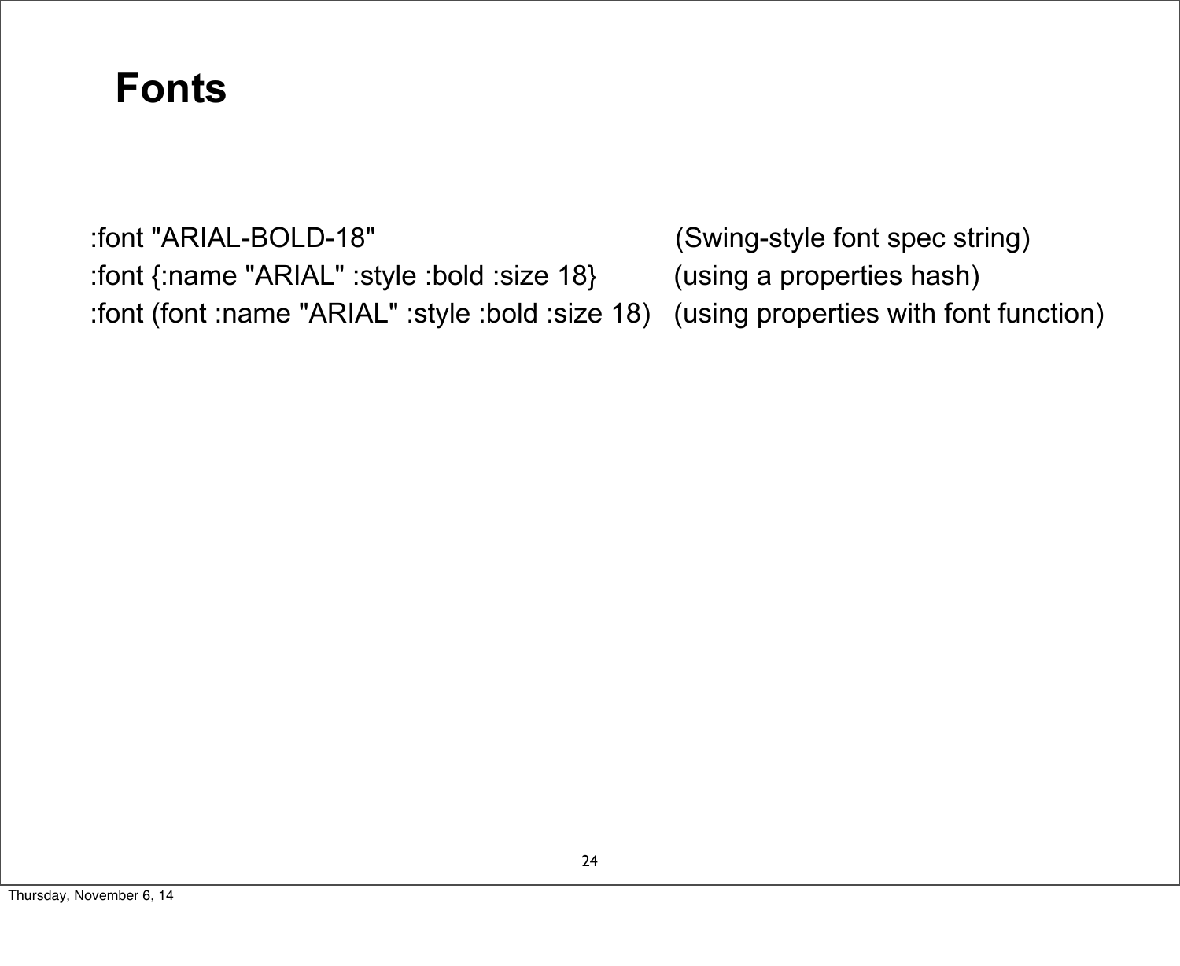# Fonts

```
:font "ARIAL-BOLD-18"                              (Swing-style font spec string)
:font {:name "ARIAL" :style :bold :size 18}        (using a properties hash)
:font (font :name "ARIAL" :style :bold :size 18)   (using properties with font function)
```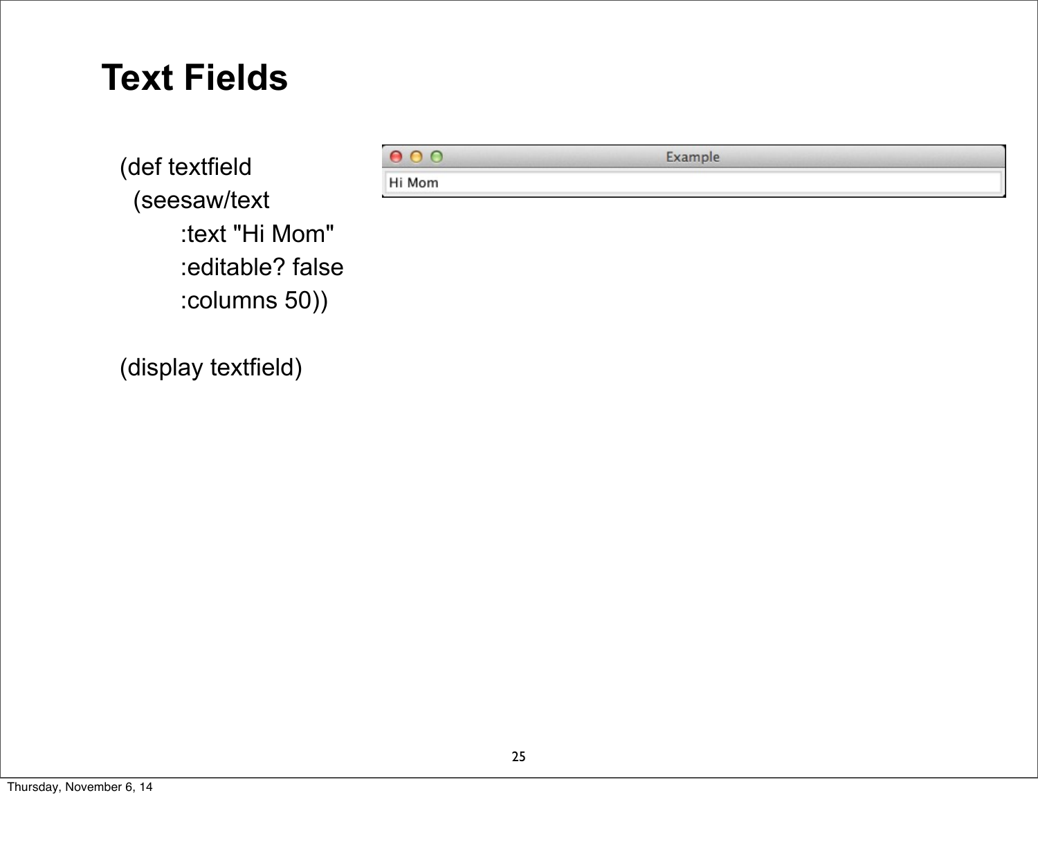# Text Fields

```
(def textfield
  (seesaw/text
        :text "Hi Mom"
        :editable? false
        :columns 50))

(display textfield)
```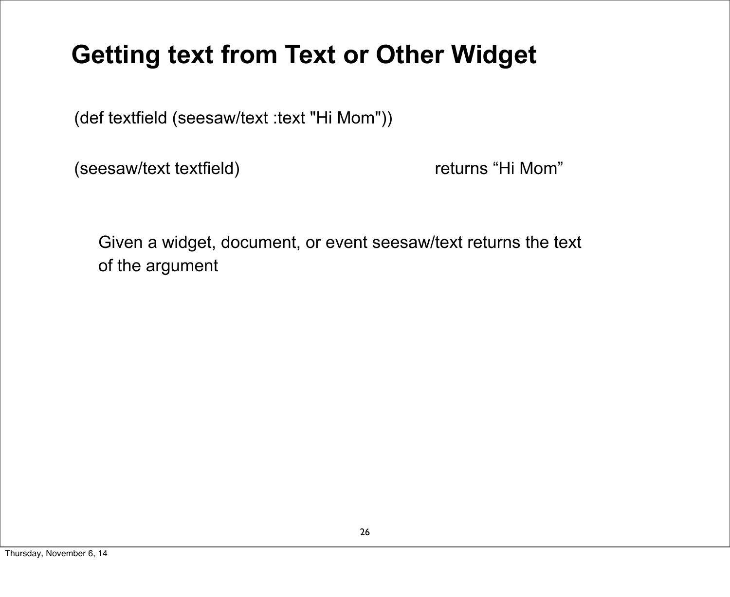# Getting text from Text or Other Widget

```
(def textfield (seesaw/text :text "Hi Mom"))

(seesaw/text textfield)                    returns "Hi Mom"
```

Given a widget, document, or event seesaw/text returns the text of the argument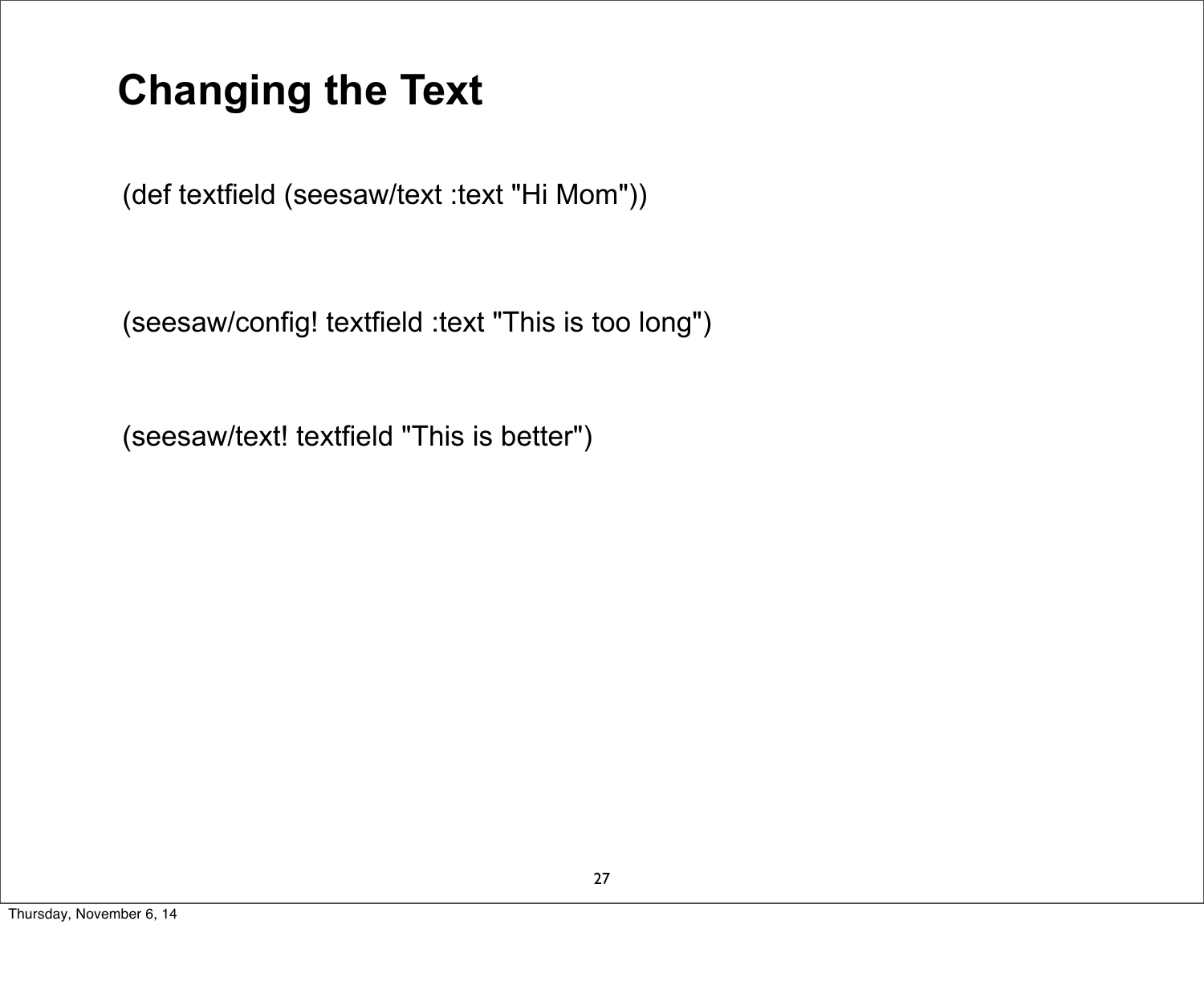## Changing the Text

```
(def textfield (seesaw/text :text "Hi Mom"))
```

```
(seesaw/config! textfield :text "This is too long")
```

```
(seesaw/text! textfield "This is better")
```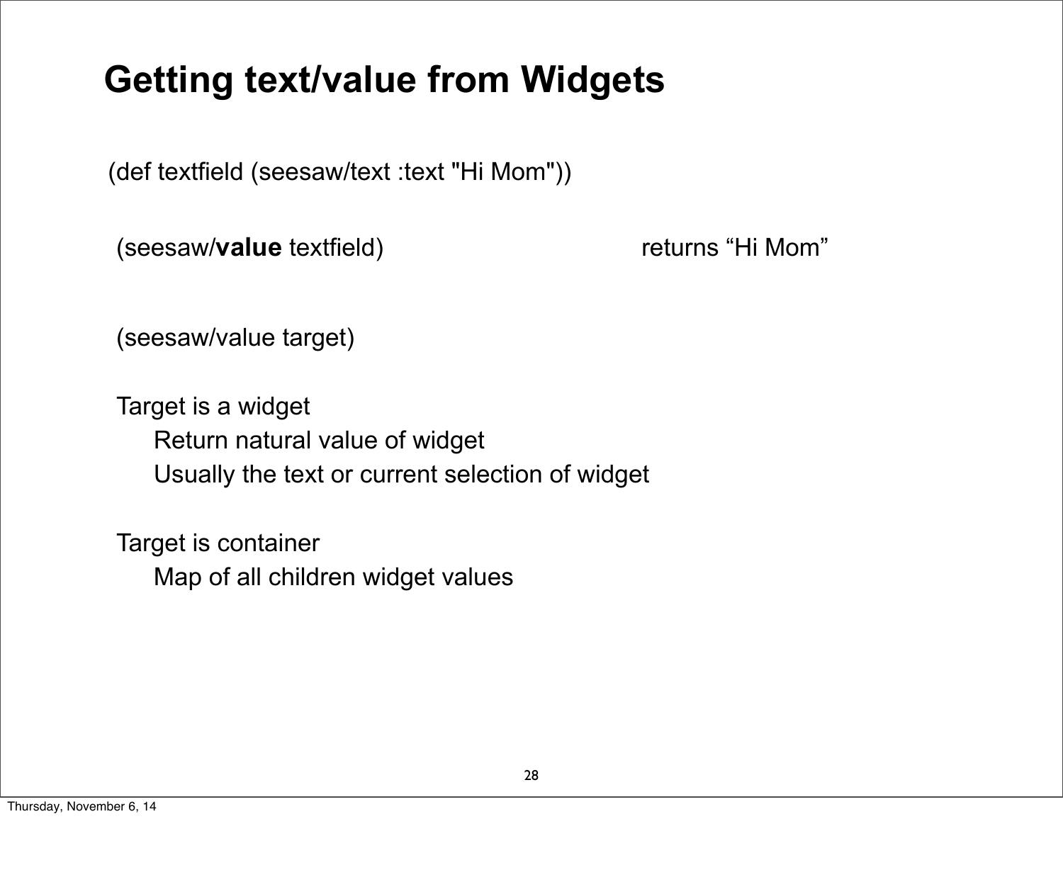# Getting text/value from Widgets

```
(def textfield (seesaw/text :text "Hi Mom"))
```

(seesaw/**value** textfield) returns “Hi Mom”

```
(seesaw/value target)
```

Target is a widget
- Return natural value of widget
- Usually the text or current selection of widget

Target is container
- Map of all children widget values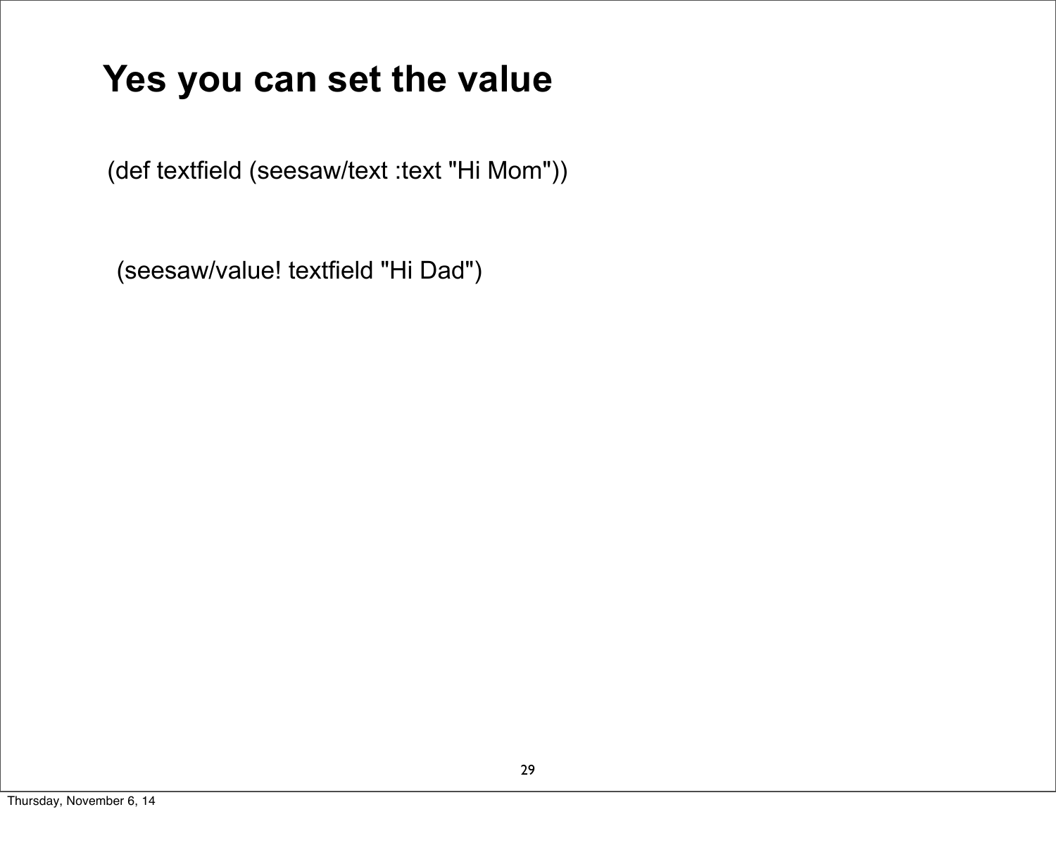# Yes you can set the value

```
(def textfield (seesaw/text :text "Hi Mom"))
```

```
(seesaw/value! textfield "Hi Dad")
```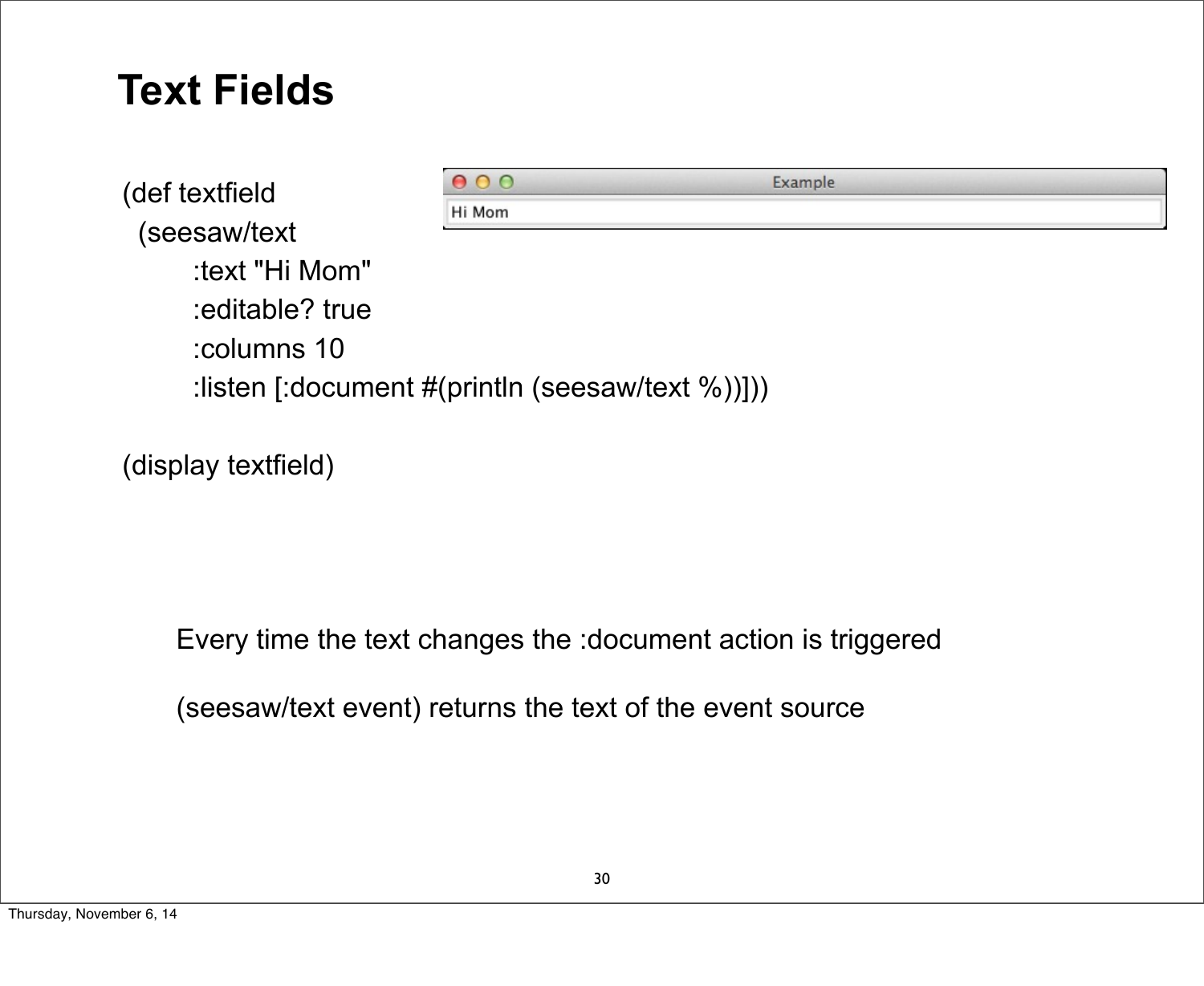# Text Fields

```
(def textfield
  (seesaw/text
        :text "Hi Mom"
        :editable? true
        :columns 10
        :listen [:document #(println (seesaw/text %))]))

(display textfield)
```

Every time the text changes the :document action is triggered

(seesaw/text event) returns the text of the event source

Thursday, November 6, 14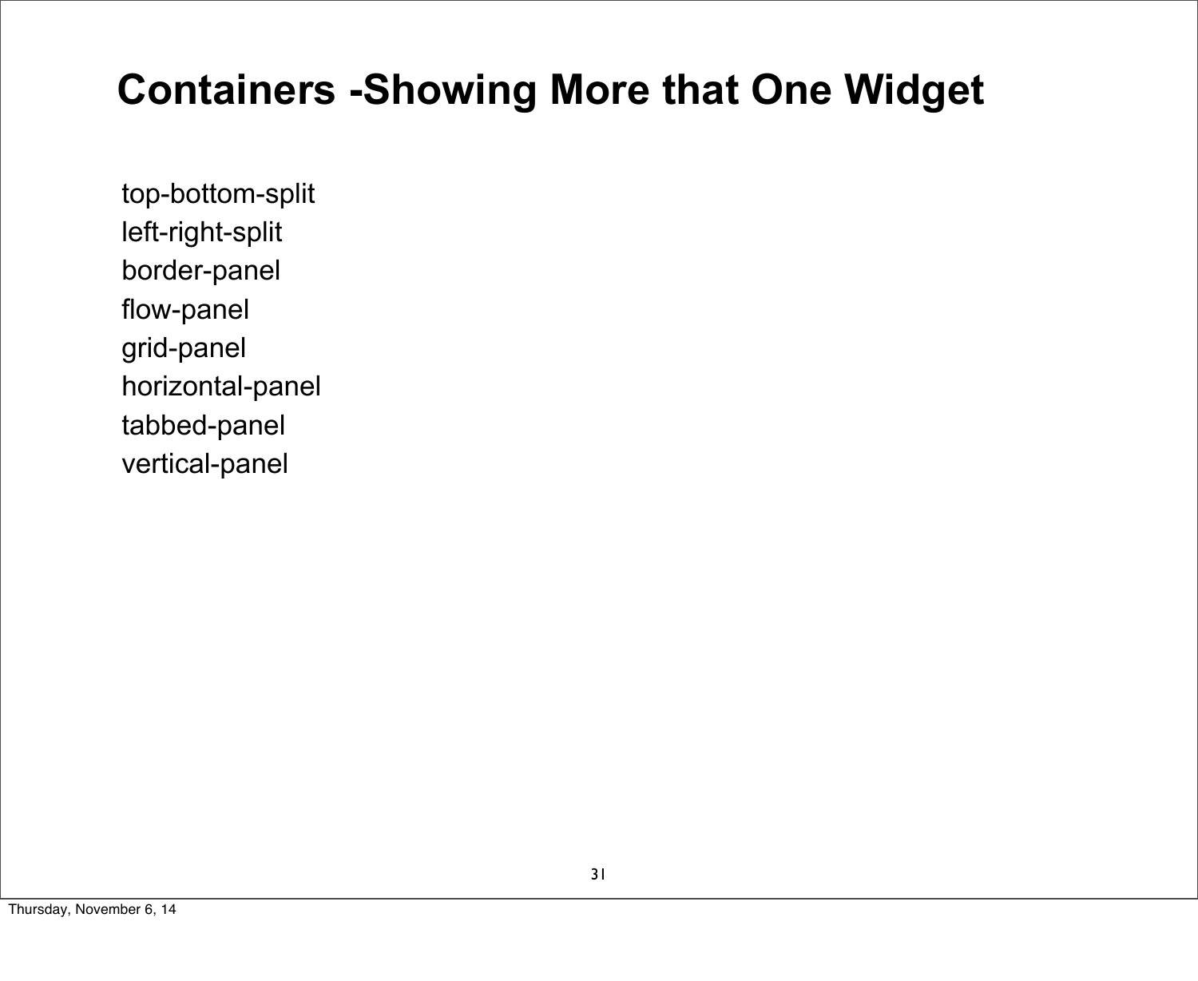# Containers -Showing More that One Widget

top-bottom-split
left-right-split
border-panel
flow-panel
grid-panel
horizontal-panel
tabbed-panel
vertical-panel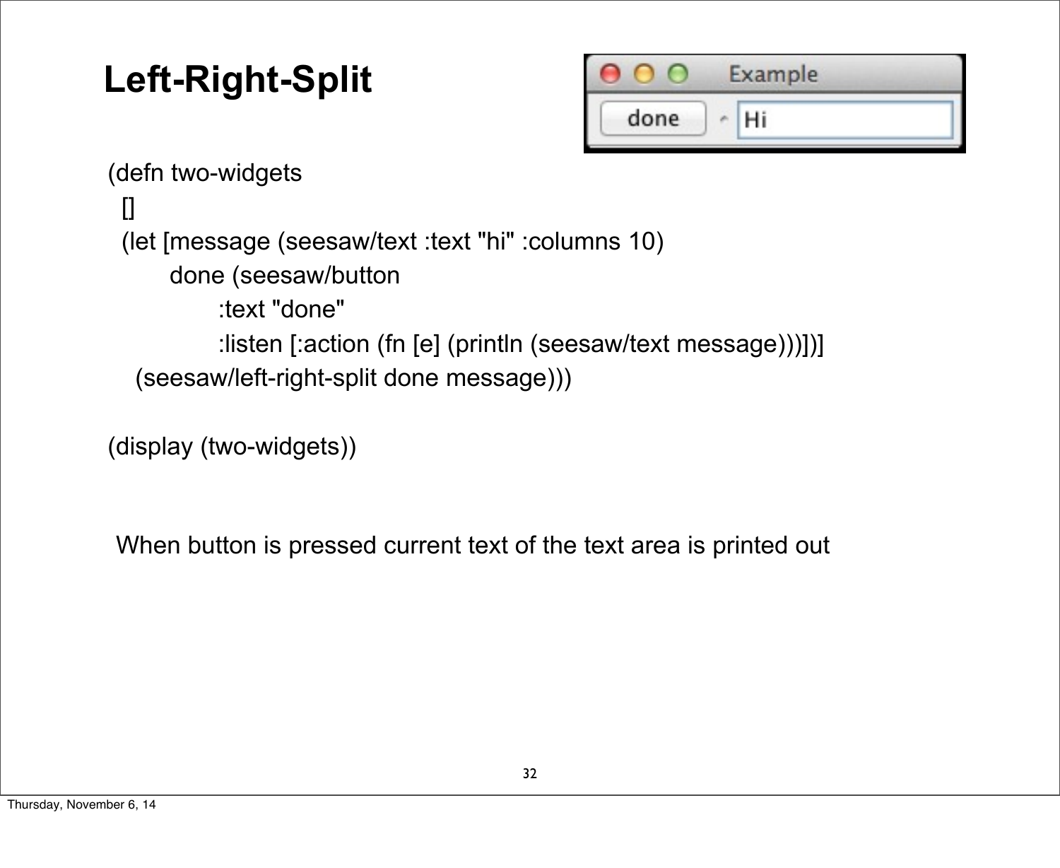# Left-Right-Split

```
(defn two-widgets
  []
  (let [message (seesaw/text :text "hi" :columns 10)
        done (seesaw/button
               :text "done"
               :listen [:action (fn [e] (println (seesaw/text message)))])]
    (seesaw/left-right-split done message)))

(display (two-widgets))
```

When button is pressed current text of the text area is printed out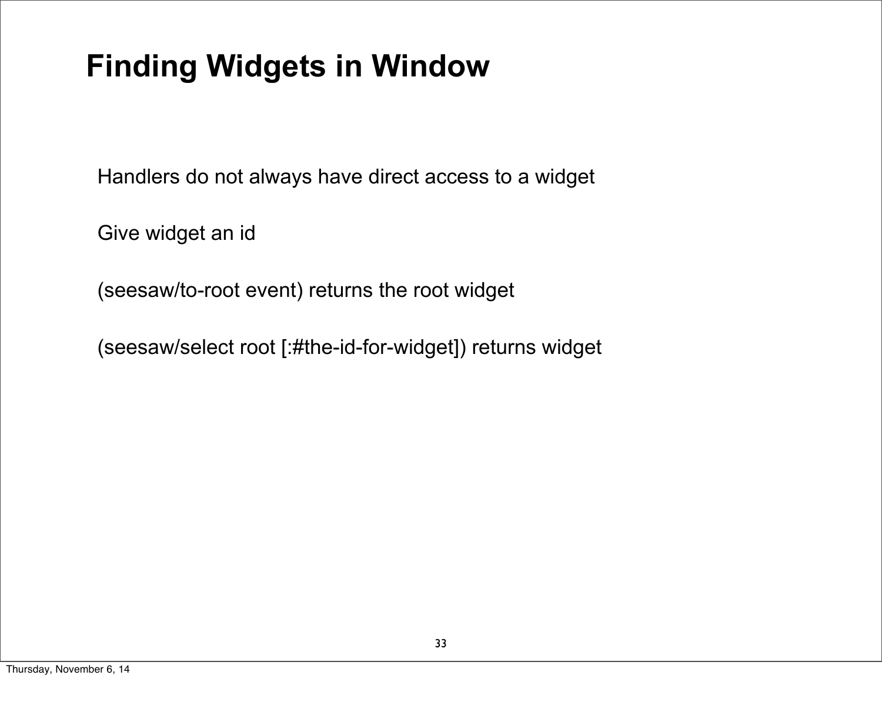# Finding Widgets in Window

Handlers do not always have direct access to a widget

Give widget an id

(seesaw/to-root event) returns the root widget

(seesaw/select root [:#the-id-for-widget]) returns widget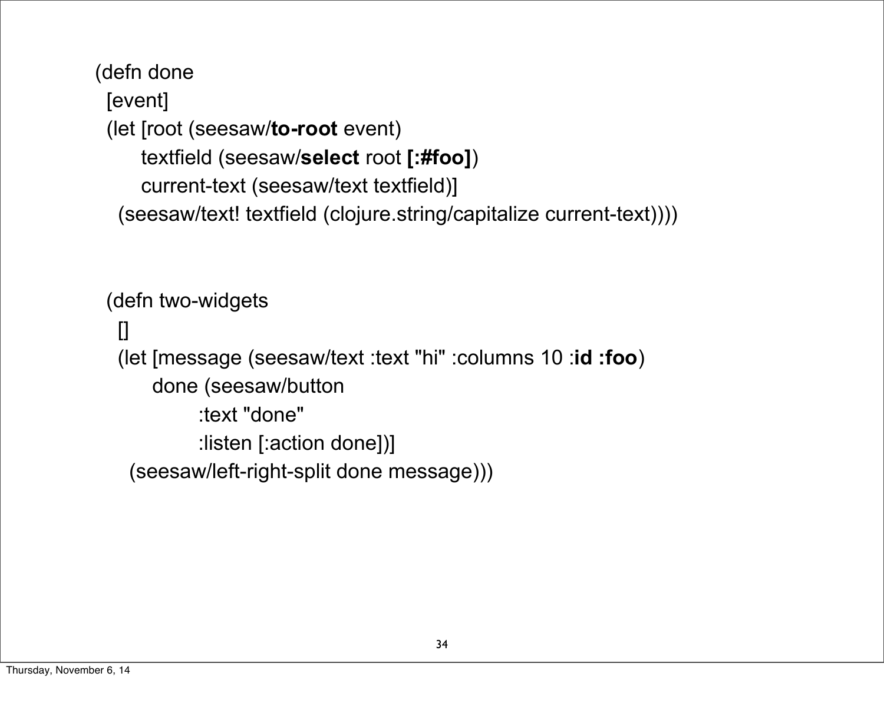```
(defn done
  [event]
  (let [root (seesaw/to-root event)
        textfield (seesaw/select root [:#foo])
        current-text (seesaw/text textfield)]
    (seesaw/text! textfield (clojure.string/capitalize current-text))))


(defn two-widgets
  []
  (let [message (seesaw/text :text "hi" :columns 10 :id :foo)
        done (seesaw/button
               :text "done"
               :listen [:action done])]
    (seesaw/left-right-split done message)))
```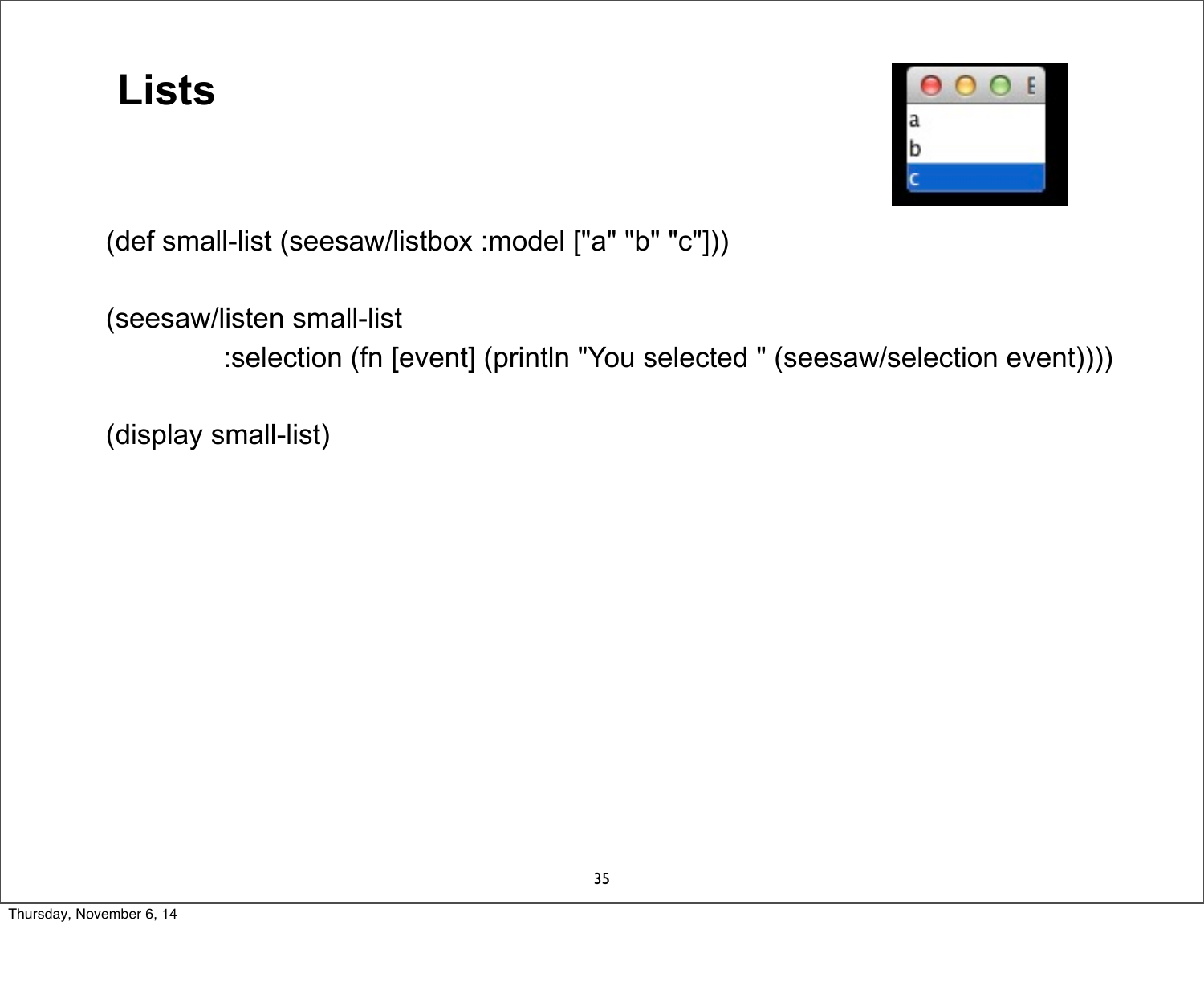# Lists

```
(def small-list (seesaw/listbox :model ["a" "b" "c"]))

(seesaw/listen small-list
          :selection (fn [event] (println "You selected " (seesaw/selection event))))

(display small-list)
```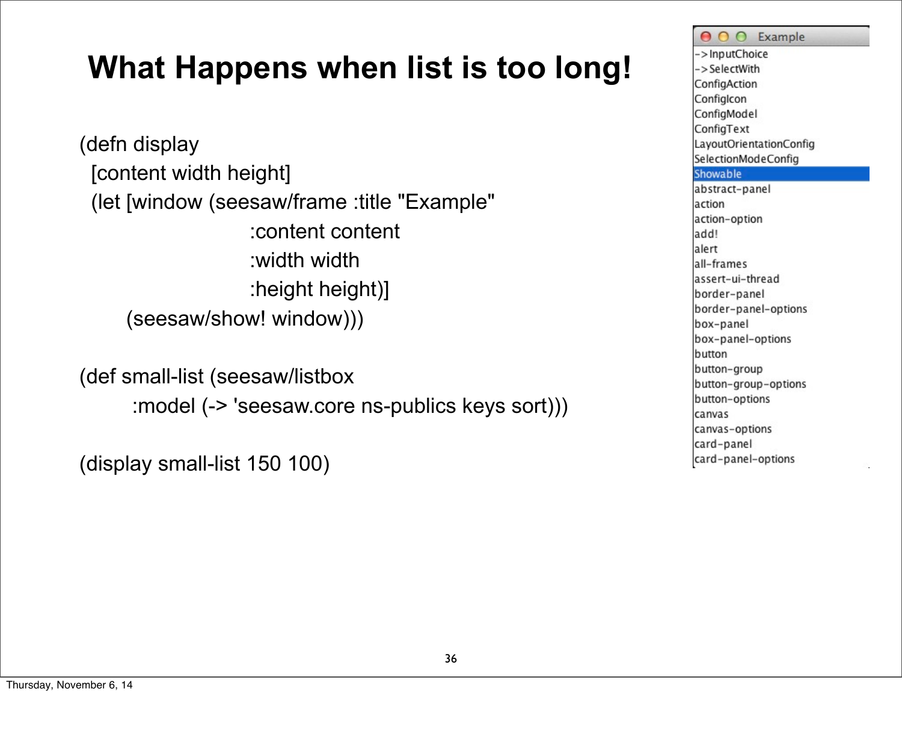# What Happens when list is too long!

```
(defn display
  [content width height]
  (let [window (seesaw/frame :title "Example"
                             :content content
                             :width width
                             :height height)]
     (seesaw/show! window)))

(def small-list (seesaw/listbox
        :model (-> 'seesaw.core ns-publics keys sort)))

(display small-list 150 100)
```

Example

->InputChoice
->SelectWith
ConfigAction
ConfigIcon
ConfigModel
ConfigText
LayoutOrientationConfig
SelectionModeConfig
Showable
abstract-panel
action
action-option
add!
alert
all-frames
assert-ui-thread
border-panel
border-panel-options
box-panel
box-panel-options
button
button-group
button-group-options
button-options
canvas
canvas-options
card-panel
card-panel-options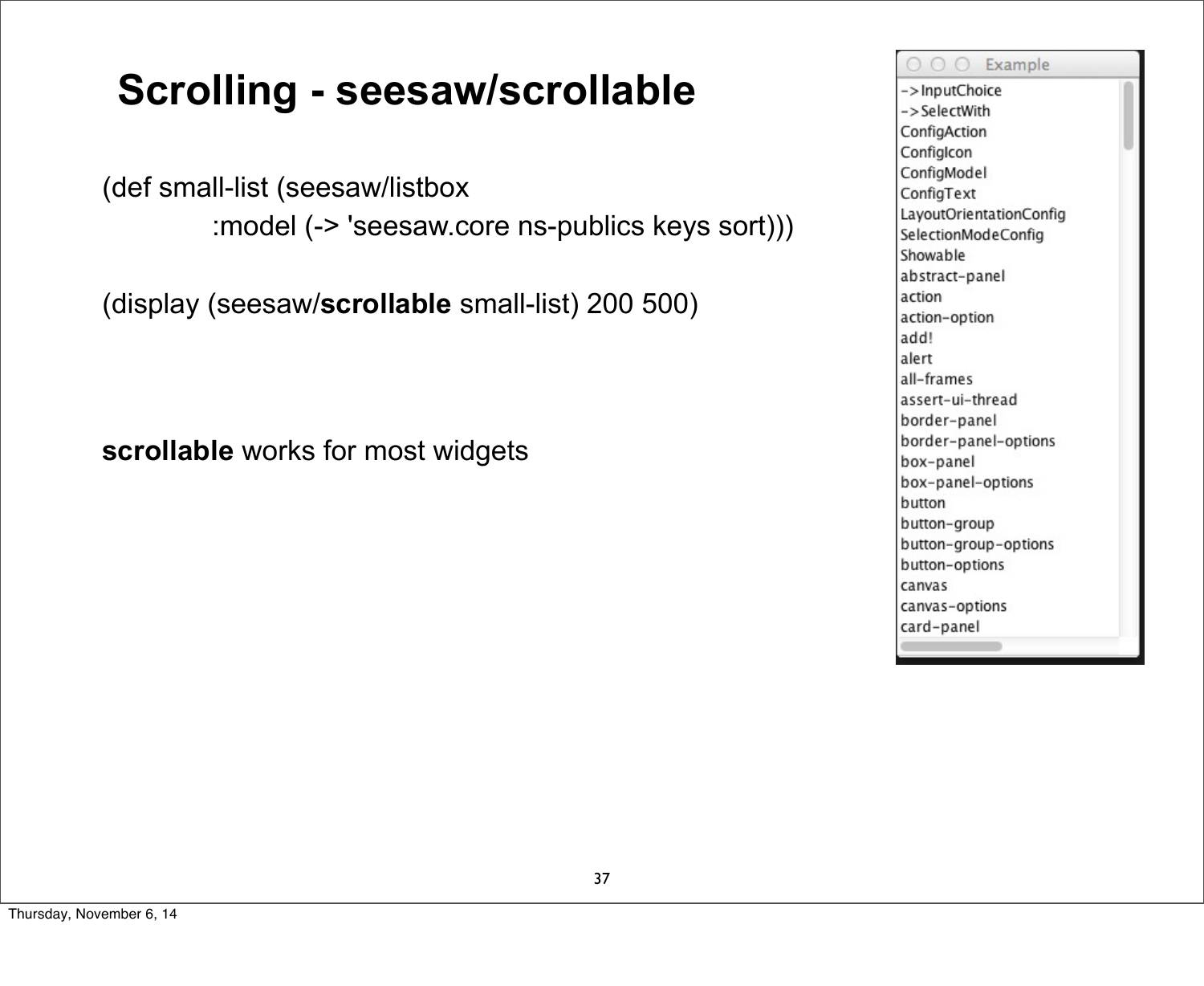# Scrolling - seesaw/scrollable

```
(def small-list (seesaw/listbox
            :model (-> 'seesaw.core ns-publics keys sort)))

(display (seesaw/scrollable small-list) 200 500)
```

**scrollable** works for most widgets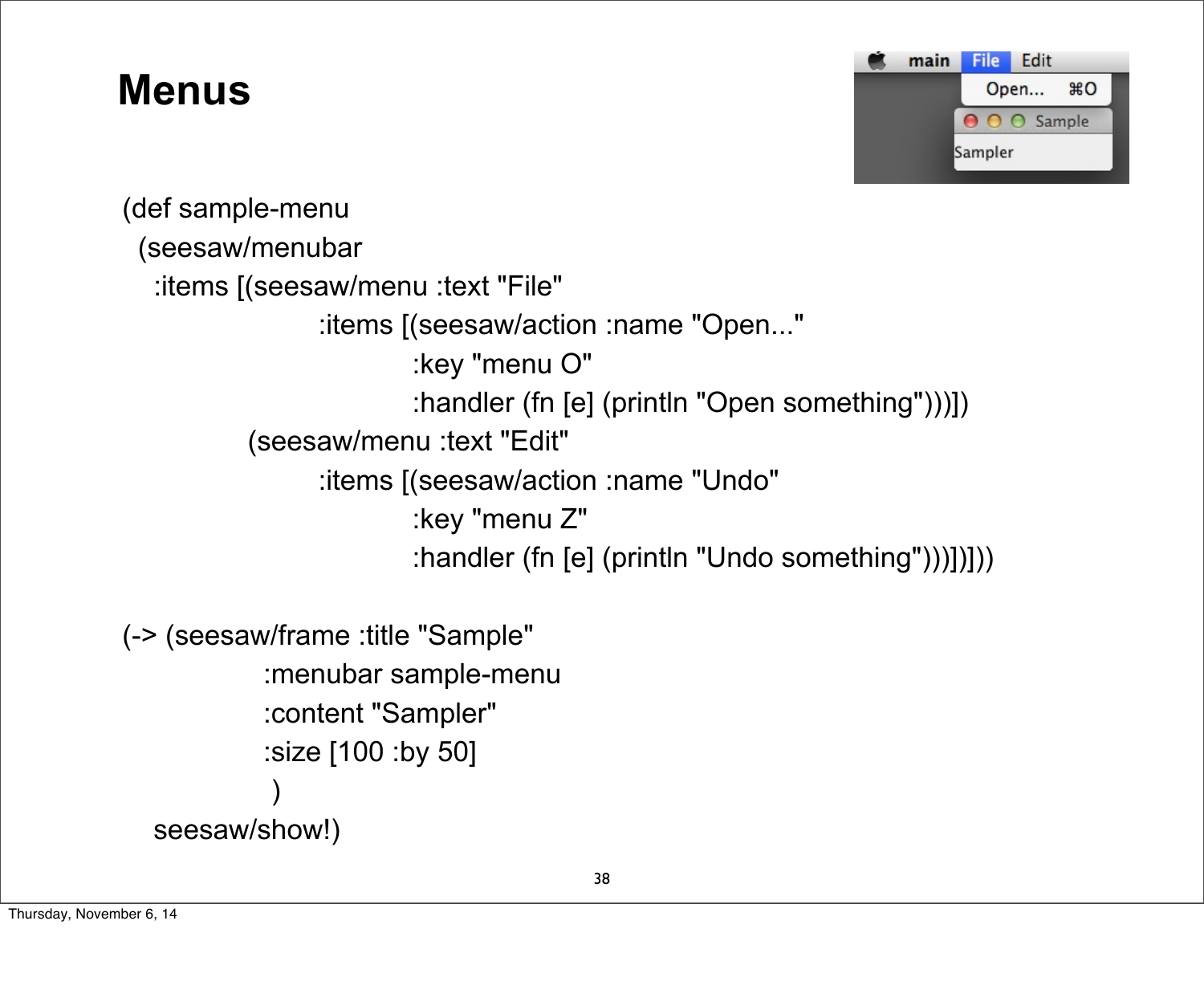# Menus

```
(def sample-menu
  (seesaw/menubar
    :items [(seesaw/menu :text "File"
                     :items [(seesaw/action :name "Open..."
                                  :key "menu O"
                                  :handler (fn [e] (println "Open something")))])
            (seesaw/menu :text "Edit"
                     :items [(seesaw/action :name "Undo"
                                  :key "menu Z"
                                  :handler (fn [e] (println "Undo something")))])]))

(-> (seesaw/frame :title "Sample"
             :menubar sample-menu
             :content "Sampler"
             :size [100 :by 50]
              )
    seesaw/show!)
```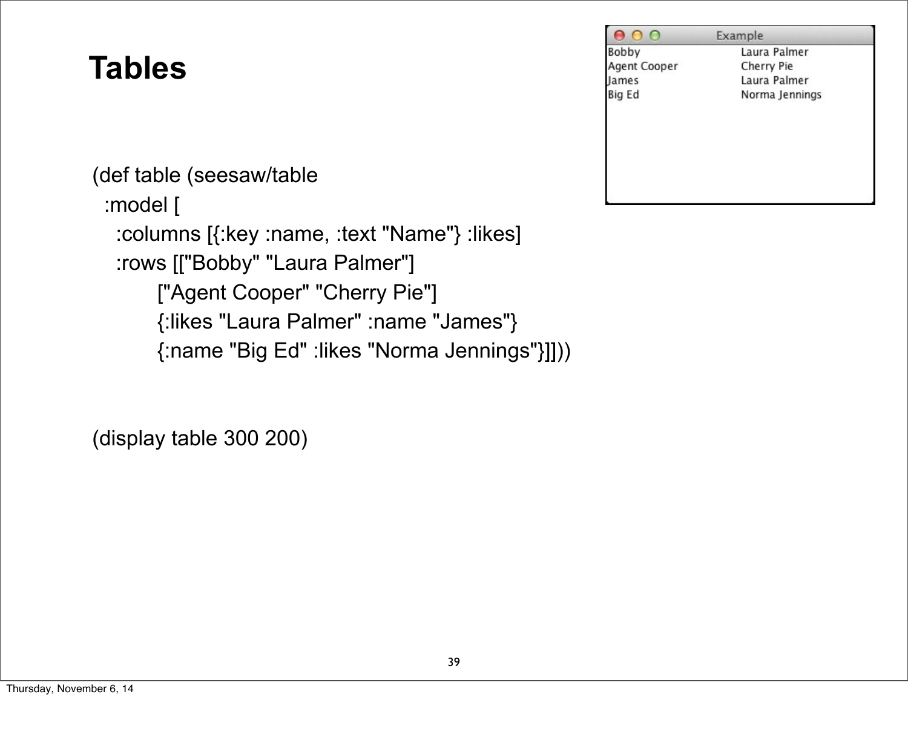# Tables

```
(def table (seesaw/table
  :model [
    :columns [{:key :name, :text "Name"} :likes]
    :rows [["Bobby" "Laura Palmer"]
           ["Agent Cooper" "Cherry Pie"]
           {:likes "Laura Palmer" :name "James"}
           {:name "Big Ed" :likes "Norma Jennings"}]]))


(display table 300 200)
```

Example

| | |
|---|---|
| Bobby | Laura Palmer |
| Agent Cooper | Cherry Pie |
| James | Laura Palmer |
| Big Ed | Norma Jennings |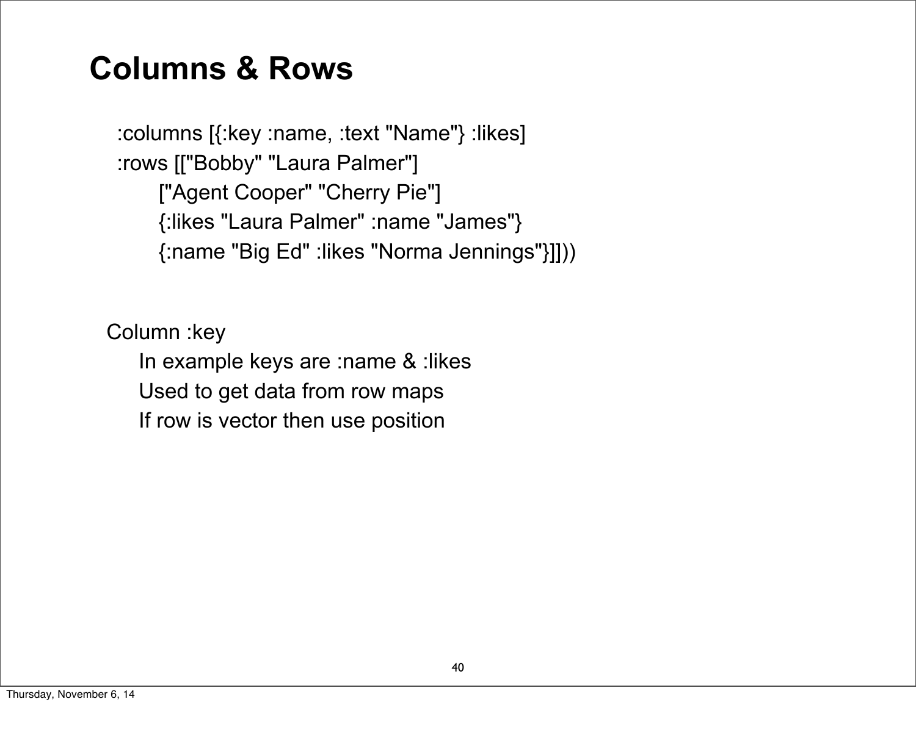# Columns & Rows

```
:columns [{:key :name, :text "Name"} :likes]
:rows [["Bobby" "Laura Palmer"]
      ["Agent Cooper" "Cherry Pie"]
      {:likes "Laura Palmer" :name "James"}
      {:name "Big Ed" :likes "Norma Jennings"}]))
```

Column :key

- In example keys are :name & :likes
- Used to get data from row maps
- If row is vector then use position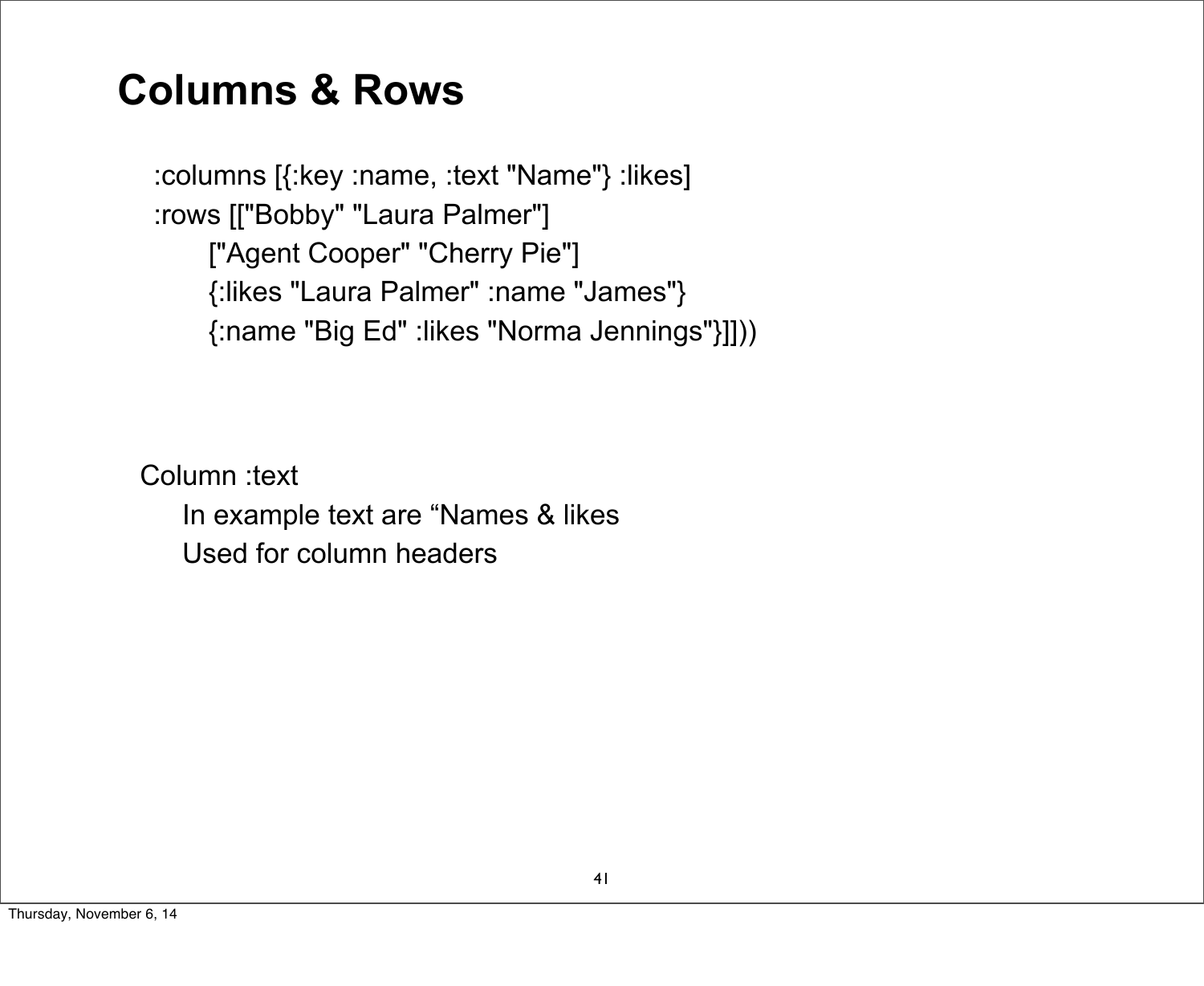# Columns & Rows

```
:columns [{:key :name, :text "Name"} :likes]
:rows [["Bobby" "Laura Palmer"]
       ["Agent Cooper" "Cherry Pie"]
       {:likes "Laura Palmer" :name "James"}
       {:name "Big Ed" :likes "Norma Jennings"}]]))
```

Column :text

- In example text are “Names & likes
- Used for column headers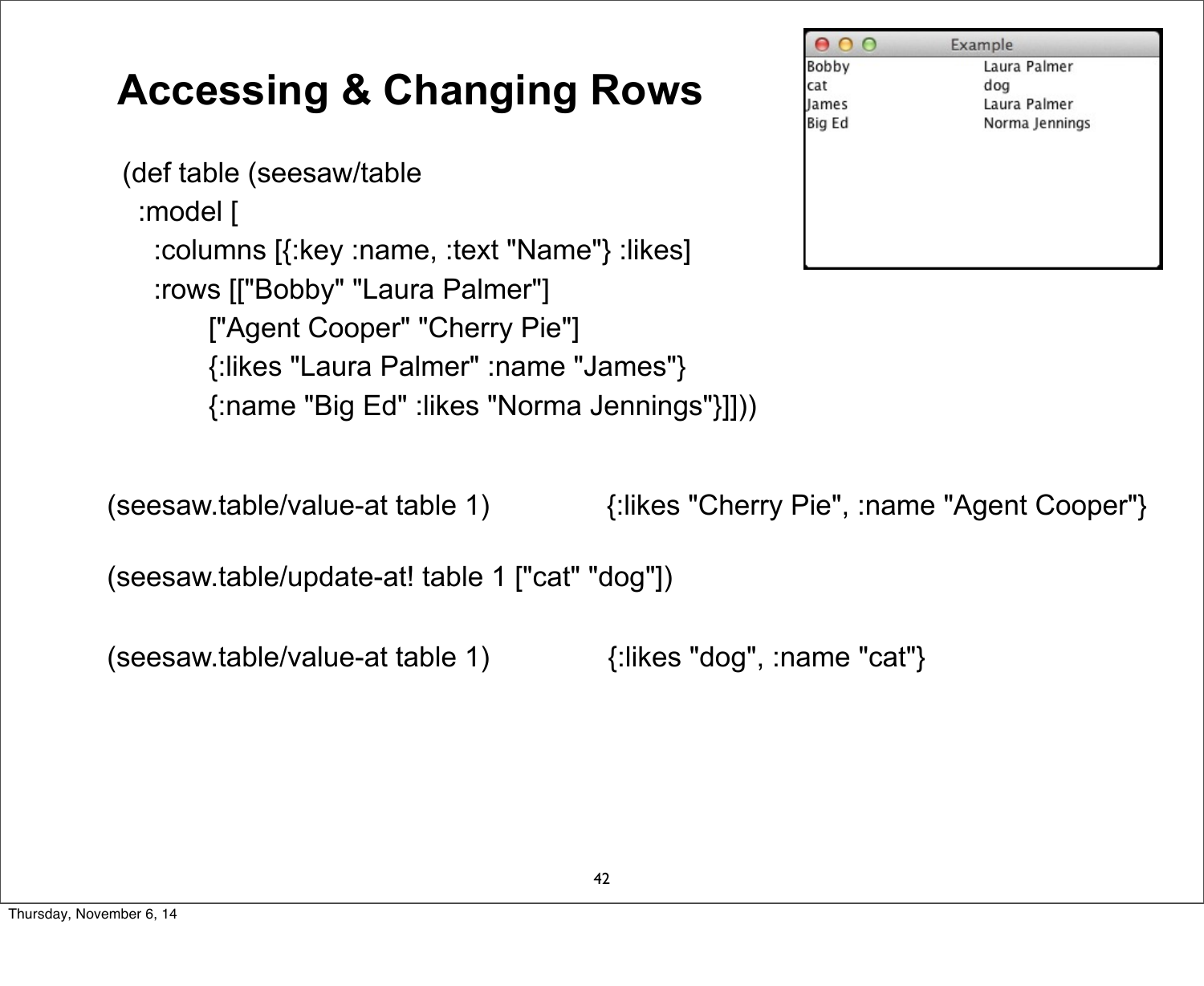# Accessing & Changing Rows

```clojure
(def table (seesaw/table
  :model [
    :columns [{:key :name, :text "Name"} :likes]
    :rows [["Bobby" "Laura Palmer"]
           ["Agent Cooper" "Cherry Pie"]
           {:likes "Laura Palmer" :name "James"}
           {:name "Big Ed" :likes "Norma Jennings"}]]))
```

| Example | |
|---|---|
| Bobby | Laura Palmer |
| cat | dog |
| James | Laura Palmer |
| Big Ed | Norma Jennings |

```clojure
(seesaw.table/value-at table 1)        {:likes "Cherry Pie", :name "Agent Cooper"}

(seesaw.table/update-at! table 1 ["cat" "dog"])

(seesaw.table/value-at table 1)        {:likes "dog", :name "cat"}
```

Thursday, November 6, 14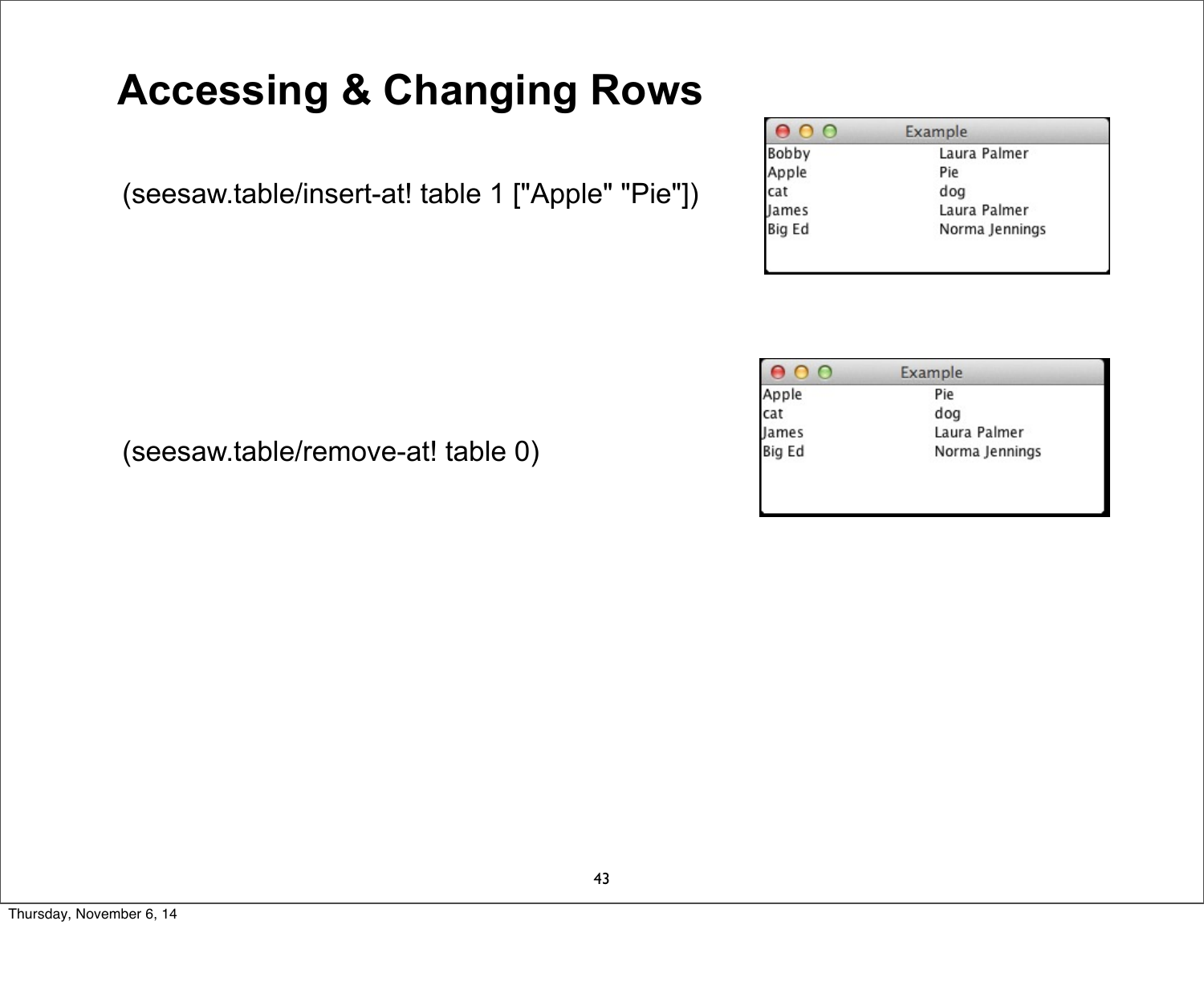# Accessing & Changing Rows

```
(seesaw.table/insert-at! table 1 ["Apple" "Pie"])
```

Example

| | |
|---|---|
| Bobby | Laura Palmer |
| Apple | Pie |
| cat | dog |
| James | Laura Palmer |
| Big Ed | Norma Jennings |

```
(seesaw.table/remove-at! table 0)
```

Example

| | |
|---|---|
| Apple | Pie |
| cat | dog |
| James | Laura Palmer |
| Big Ed | Norma Jennings |